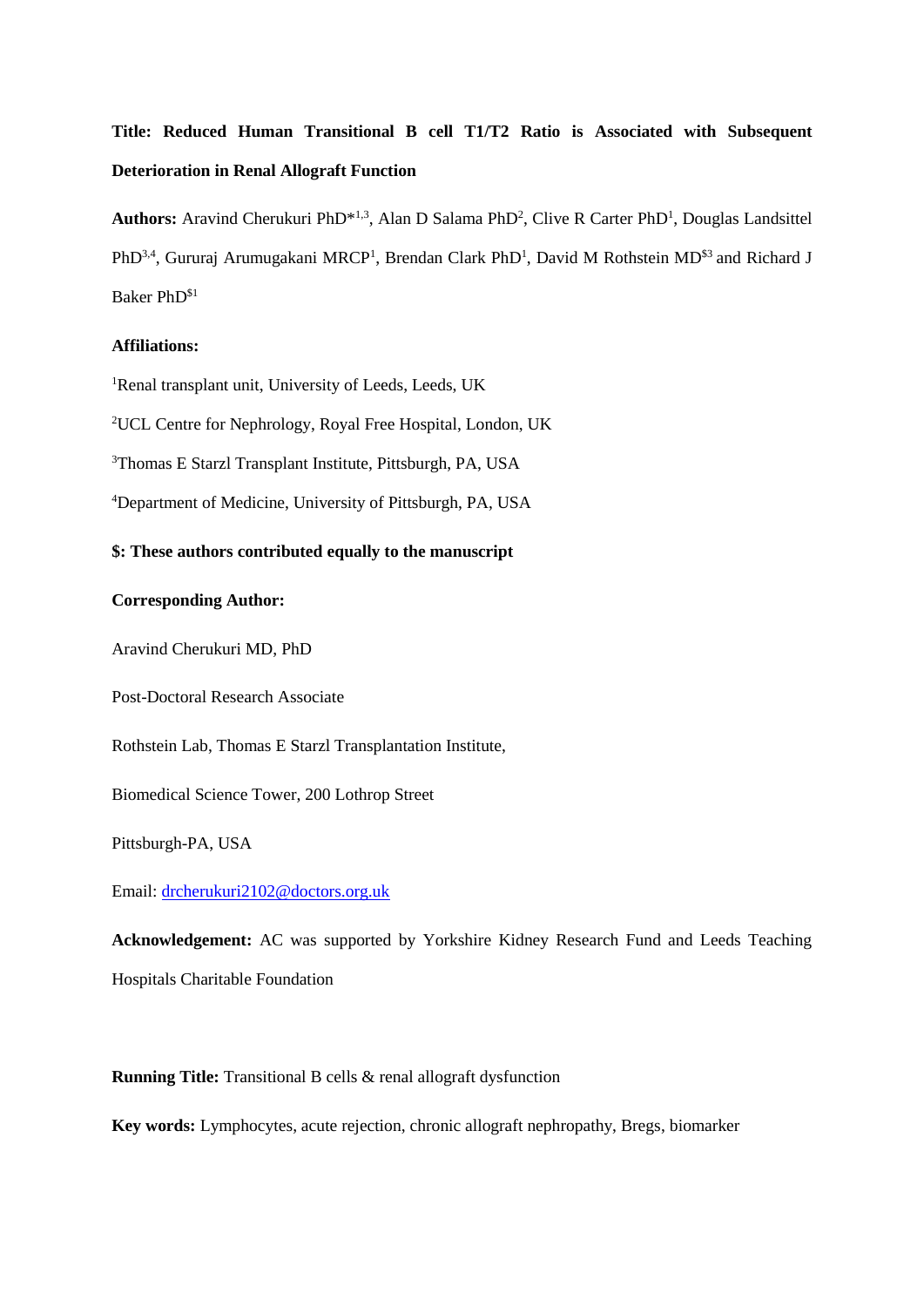**Title: Reduced Human Transitional B cell T1/T2 Ratio is Associated with Subsequent Deterioration in Renal Allograft Function**

**Authors:** Aravind Cherukuri PhD*[1,3], Alan D Salama PhD[2], Clive R Carter PhD[1], Douglas Landsittel PhD[3,4], Gururaj Arumugakani MRCP[1], Brendan Clark PhD[1], David M Rothstein MD[$3] and Richard J Baker PhD[$1]

**Affiliations:**

[1]Renal transplant unit, University of Leeds, Leeds, UK

[2]UCL Centre for Nephrology, Royal Free Hospital, London, UK

[3]Thomas E Starzl Transplant Institute, Pittsburgh, PA, USA

[4]Department of Medicine, University of Pittsburgh, PA, USA

**$: These authors contributed equally to the manuscript**

**Corresponding Author:**

Aravind Cherukuri MD, PhD

Post-Doctoral Research Associate

Rothstein Lab, Thomas E Starzl Transplantation Institute,

Biomedical Science Tower, 200 Lothrop Street

Pittsburgh-PA, USA

Email: drcherukuri2102@doctors.org.uk

**Acknowledgement:** AC was supported by Yorkshire Kidney Research Fund and Leeds Teaching Hospitals Charitable Foundation

**Running Title:** Transitional B cells & renal allograft dysfunction

**Key words:** Lymphocytes, acute rejection, chronic allograft nephropathy, Bregs, biomarker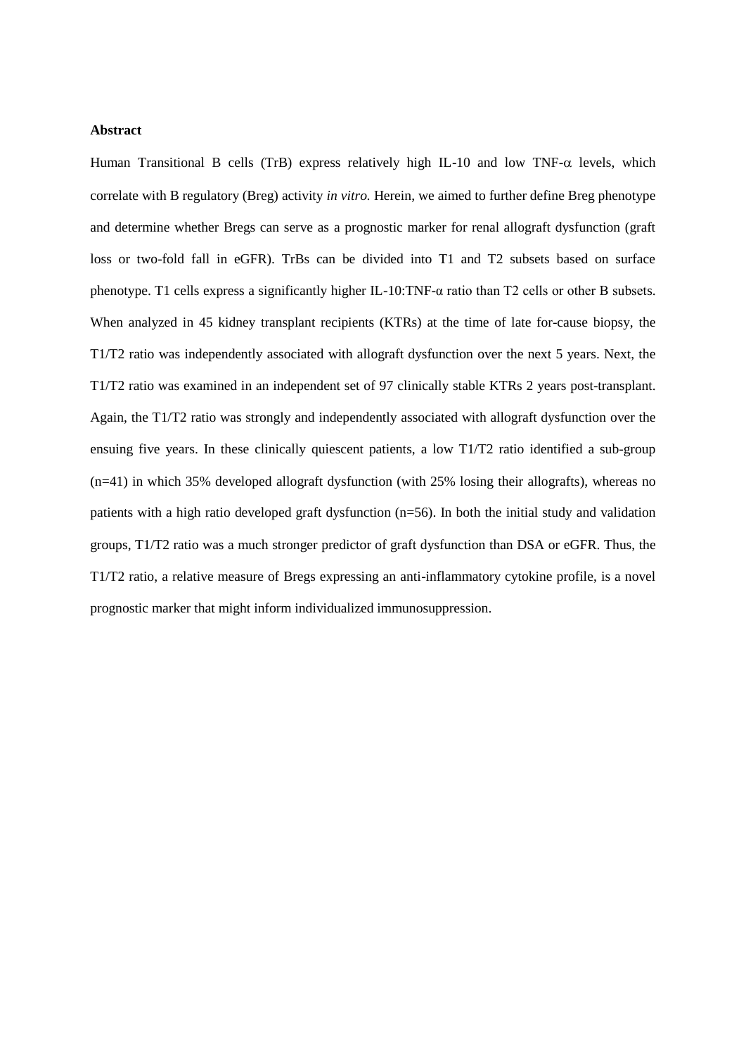**Abstract**

Human Transitional B cells (TrB) express relatively high IL-10 and low TNF-α levels, which correlate with B regulatory (Breg) activity *in vitro.* Herein, we aimed to further define Breg phenotype and determine whether Bregs can serve as a prognostic marker for renal allograft dysfunction (graft loss or two-fold fall in eGFR). TrBs can be divided into T1 and T2 subsets based on surface phenotype. T1 cells express a significantly higher IL-10:TNF-α ratio than T2 cells or other B subsets. When analyzed in 45 kidney transplant recipients (KTRs) at the time of late for-cause biopsy, the T1/T2 ratio was independently associated with allograft dysfunction over the next 5 years. Next, the T1/T2 ratio was examined in an independent set of 97 clinically stable KTRs 2 years post-transplant. Again, the T1/T2 ratio was strongly and independently associated with allograft dysfunction over the ensuing five years. In these clinically quiescent patients, a low T1/T2 ratio identified a sub-group (n=41) in which 35% developed allograft dysfunction (with 25% losing their allografts), whereas no patients with a high ratio developed graft dysfunction (n=56). In both the initial study and validation groups, T1/T2 ratio was a much stronger predictor of graft dysfunction than DSA or eGFR. Thus, the T1/T2 ratio, a relative measure of Bregs expressing an anti-inflammatory cytokine profile, is a novel prognostic marker that might inform individualized immunosuppression.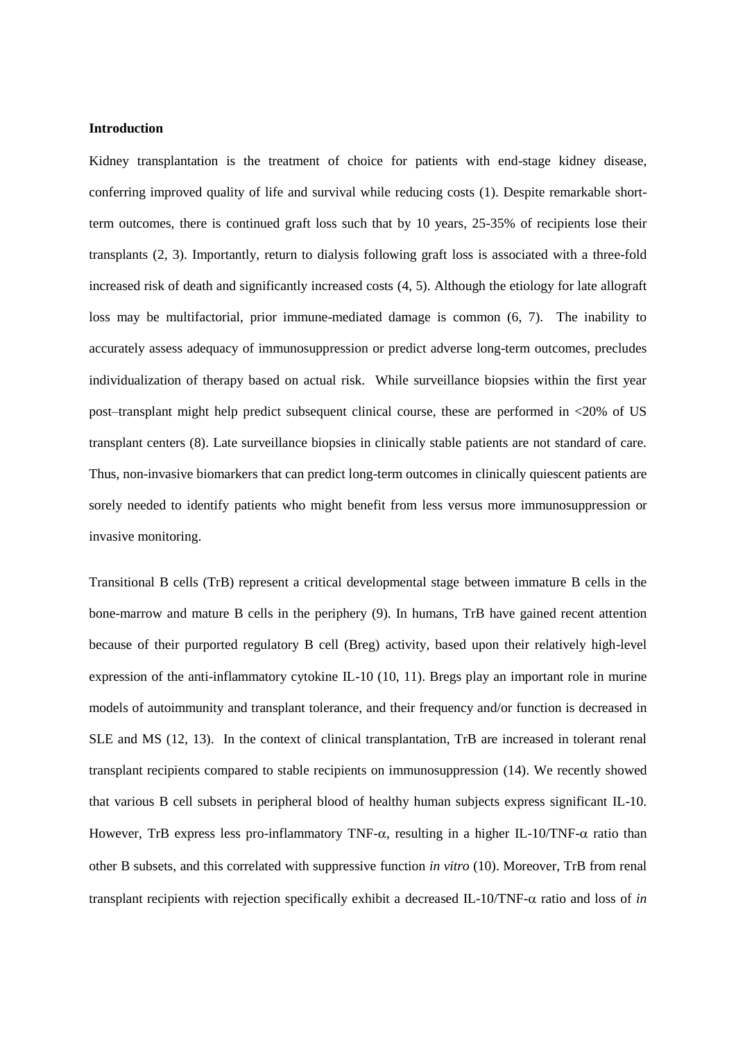**Introduction**

Kidney transplantation is the treatment of choice for patients with end-stage kidney disease, conferring improved quality of life and survival while reducing costs (1). Despite remarkable short-term outcomes, there is continued graft loss such that by 10 years, 25-35% of recipients lose their transplants (2, 3). Importantly, return to dialysis following graft loss is associated with a three-fold increased risk of death and significantly increased costs (4, 5). Although the etiology for late allograft loss may be multifactorial, prior immune-mediated damage is common (6, 7). The inability to accurately assess adequacy of immunosuppression or predict adverse long-term outcomes, precludes individualization of therapy based on actual risk. While surveillance biopsies within the first year post–transplant might help predict subsequent clinical course, these are performed in <20% of US transplant centers (8). Late surveillance biopsies in clinically stable patients are not standard of care. Thus, non-invasive biomarkers that can predict long-term outcomes in clinically quiescent patients are sorely needed to identify patients who might benefit from less versus more immunosuppression or invasive monitoring.

Transitional B cells (TrB) represent a critical developmental stage between immature B cells in the bone-marrow and mature B cells in the periphery (9). In humans, TrB have gained recent attention because of their purported regulatory B cell (Breg) activity, based upon their relatively high-level expression of the anti-inflammatory cytokine IL-10 (10, 11). Bregs play an important role in murine models of autoimmunity and transplant tolerance, and their frequency and/or function is decreased in SLE and MS (12, 13). In the context of clinical transplantation, TrB are increased in tolerant renal transplant recipients compared to stable recipients on immunosuppression (14). We recently showed that various B cell subsets in peripheral blood of healthy human subjects express significant IL-10. However, TrB express less pro-inflammatory TNF-$\alpha$, resulting in a higher IL-10/TNF-$\alpha$ ratio than other B subsets, and this correlated with suppressive function *in vitro* (10). Moreover, TrB from renal transplant recipients with rejection specifically exhibit a decreased IL-10/TNF-$\alpha$ ratio and loss of *in*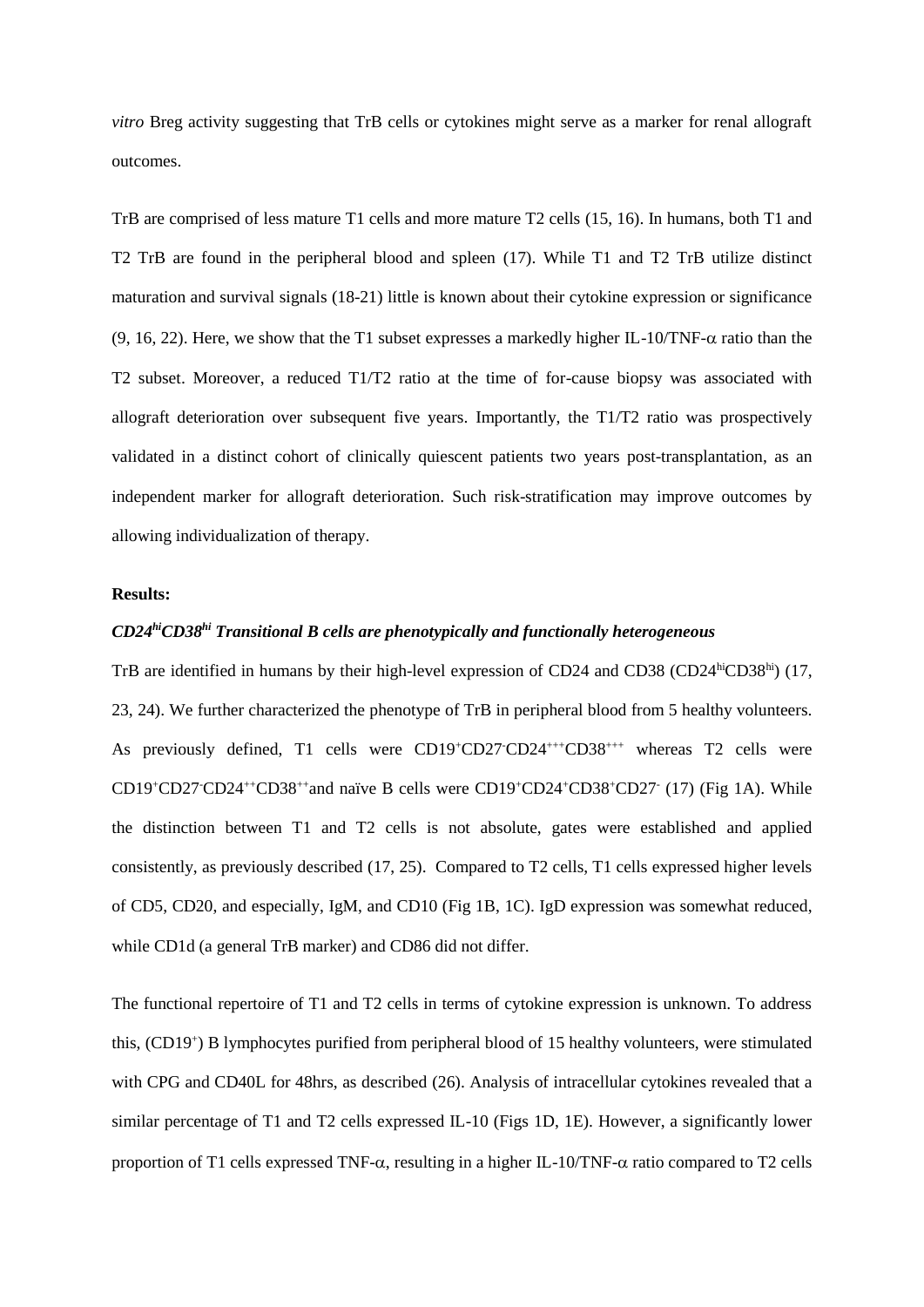*vitro* Breg activity suggesting that TrB cells or cytokines might serve as a marker for renal allograft outcomes.

TrB are comprised of less mature T1 cells and more mature T2 cells (15, 16). In humans, both T1 and T2 TrB are found in the peripheral blood and spleen (17). While T1 and T2 TrB utilize distinct maturation and survival signals (18-21) little is known about their cytokine expression or significance (9, 16, 22). Here, we show that the T1 subset expresses a markedly higher IL-10/TNF-$\alpha$ ratio than the T2 subset. Moreover, a reduced T1/T2 ratio at the time of for-cause biopsy was associated with allograft deterioration over subsequent five years. Importantly, the T1/T2 ratio was prospectively validated in a distinct cohort of clinically quiescent patients two years post-transplantation, as an independent marker for allograft deterioration. Such risk-stratification may improve outcomes by allowing individualization of therapy.

**Results:**

***$CD24^{hi}CD38^{hi}$ Transitional B cells are phenotypically and functionally heterogeneous***

TrB are identified in humans by their high-level expression of CD24 and CD38 ($CD24^{hi}CD38^{hi}$) (17, 23, 24). We further characterized the phenotype of TrB in peripheral blood from 5 healthy volunteers. As previously defined, T1 cells were $CD19^{+}CD27^{-}CD24^{+++}CD38^{+++}$ whereas T2 cells were $CD19^{+}CD27^{-}CD24^{++}CD38^{++}$and naïve B cells were $CD19^{+}CD24^{+}CD38^{+}CD27^{-}$ (17) (Fig 1A). While the distinction between T1 and T2 cells is not absolute, gates were established and applied consistently, as previously described (17, 25). Compared to T2 cells, T1 cells expressed higher levels of CD5, CD20, and especially, IgM, and CD10 (Fig 1B, 1C). IgD expression was somewhat reduced, while CD1d (a general TrB marker) and CD86 did not differ.

The functional repertoire of T1 and T2 cells in terms of cytokine expression is unknown. To address this, ($CD19^{+}$) B lymphocytes purified from peripheral blood of 15 healthy volunteers, were stimulated with CPG and CD40L for 48hrs, as described (26). Analysis of intracellular cytokines revealed that a similar percentage of T1 and T2 cells expressed IL-10 (Figs 1D, 1E). However, a significantly lower proportion of T1 cells expressed TNF-$\alpha$, resulting in a higher IL-10/TNF-$\alpha$ ratio compared to T2 cells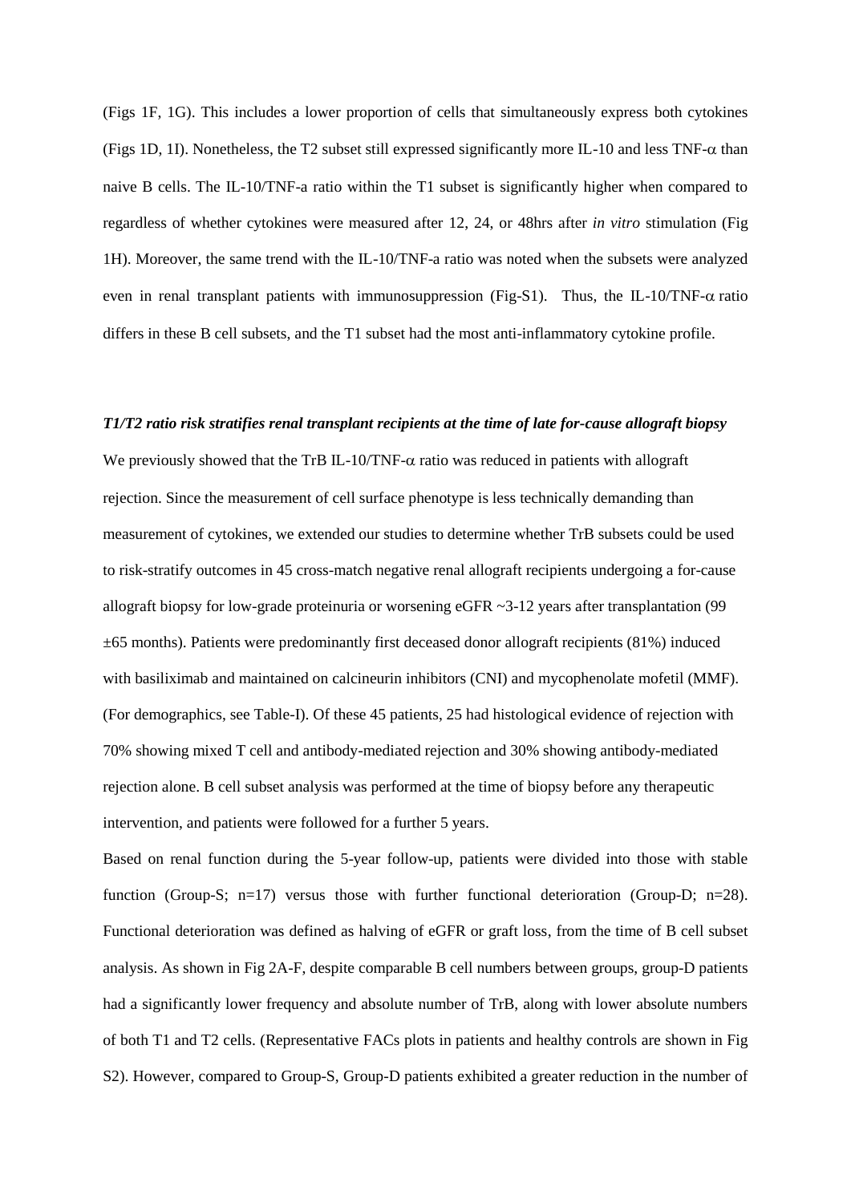(Figs 1F, 1G). This includes a lower proportion of cells that simultaneously express both cytokines (Figs 1D, 1I). Nonetheless, the T2 subset still expressed significantly more IL-10 and less TNF-$\alpha$ than naive B cells. The IL-10/TNF-a ratio within the T1 subset is significantly higher when compared to regardless of whether cytokines were measured after 12, 24, or 48hrs after *in vitro* stimulation (Fig 1H). Moreover, the same trend with the IL-10/TNF-a ratio was noted when the subsets were analyzed even in renal transplant patients with immunosuppression (Fig-S1). Thus, the IL-10/TNF-$\alpha$ ratio differs in these B cell subsets, and the T1 subset had the most anti-inflammatory cytokine profile.

***T1/T2 ratio risk stratifies renal transplant recipients at the time of late for-cause allograft biopsy***

We previously showed that the TrB IL-10/TNF-$\alpha$ ratio was reduced in patients with allograft rejection. Since the measurement of cell surface phenotype is less technically demanding than measurement of cytokines, we extended our studies to determine whether TrB subsets could be used to risk-stratify outcomes in 45 cross-match negative renal allograft recipients undergoing a for-cause allograft biopsy for low-grade proteinuria or worsening eGFR ~3-12 years after transplantation (99 ±65 months). Patients were predominantly first deceased donor allograft recipients (81%) induced with basiliximab and maintained on calcineurin inhibitors (CNI) and mycophenolate mofetil (MMF). (For demographics, see Table-I). Of these 45 patients, 25 had histological evidence of rejection with 70% showing mixed T cell and antibody-mediated rejection and 30% showing antibody-mediated rejection alone. B cell subset analysis was performed at the time of biopsy before any therapeutic intervention, and patients were followed for a further 5 years.

Based on renal function during the 5-year follow-up, patients were divided into those with stable function (Group-S; n=17) versus those with further functional deterioration (Group-D; n=28). Functional deterioration was defined as halving of eGFR or graft loss, from the time of B cell subset analysis. As shown in Fig 2A-F, despite comparable B cell numbers between groups, group-D patients had a significantly lower frequency and absolute number of TrB, along with lower absolute numbers of both T1 and T2 cells. (Representative FACs plots in patients and healthy controls are shown in Fig S2). However, compared to Group-S, Group-D patients exhibited a greater reduction in the number of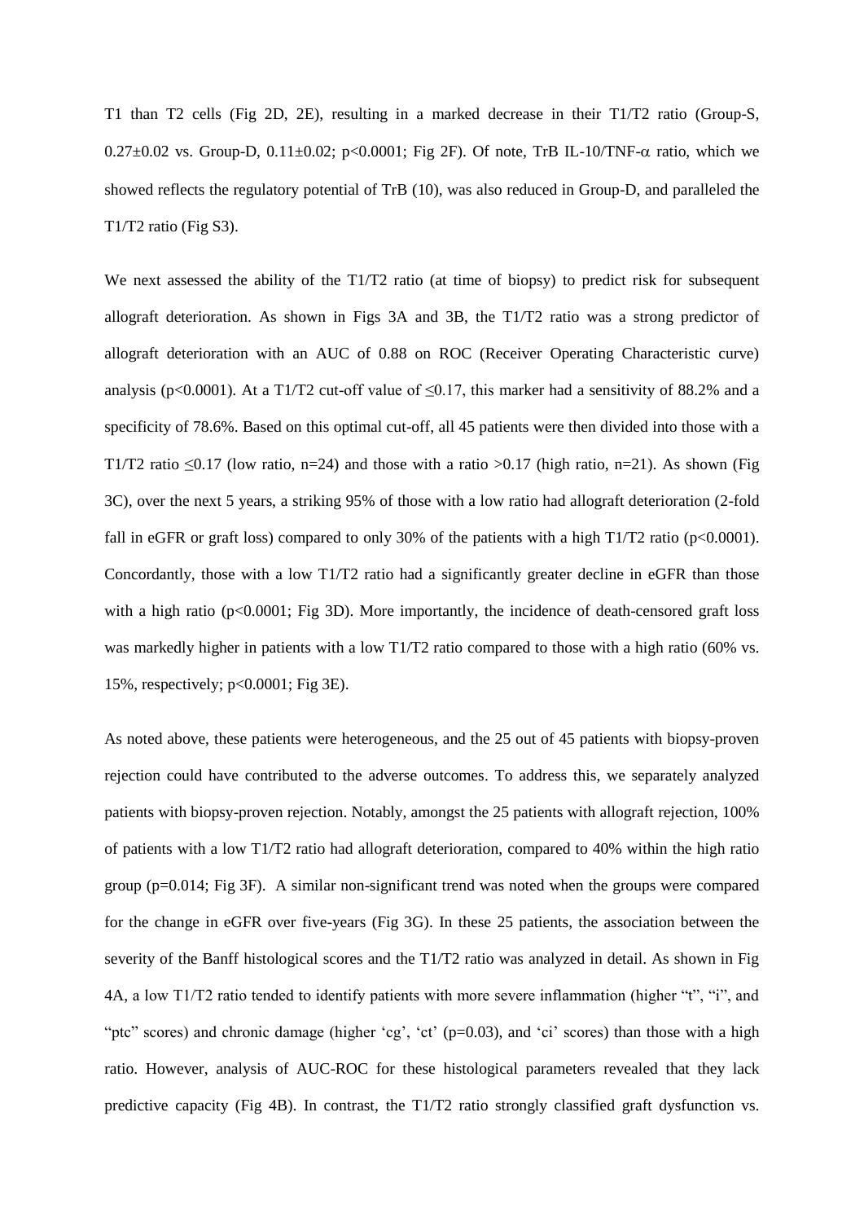T1 than T2 cells (Fig 2D, 2E), resulting in a marked decrease in their T1/T2 ratio (Group-S, 0.27±0.02 vs. Group-D, 0.11±0.02; $p<0.0001$; Fig 2F). Of note, TrB IL-10/TNF-$\alpha$ ratio, which we showed reflects the regulatory potential of TrB (10), was also reduced in Group-D, and paralleled the T1/T2 ratio (Fig S3).

We next assessed the ability of the T1/T2 ratio (at time of biopsy) to predict risk for subsequent allograft deterioration. As shown in Figs 3A and 3B, the T1/T2 ratio was a strong predictor of allograft deterioration with an AUC of 0.88 on ROC (Receiver Operating Characteristic curve) analysis ($p<0.0001$). At a T1/T2 cut-off value of $\leq$0.17, this marker had a sensitivity of 88.2% and a specificity of 78.6%. Based on this optimal cut-off, all 45 patients were then divided into those with a T1/T2 ratio $\leq$0.17 (low ratio, n=24) and those with a ratio >0.17 (high ratio, n=21). As shown (Fig 3C), over the next 5 years, a striking 95% of those with a low ratio had allograft deterioration (2-fold fall in eGFR or graft loss) compared to only 30% of the patients with a high T1/T2 ratio ($p<0.0001$). Concordantly, those with a low T1/T2 ratio had a significantly greater decline in eGFR than those with a high ratio ($p<0.0001$; Fig 3D). More importantly, the incidence of death-censored graft loss was markedly higher in patients with a low T1/T2 ratio compared to those with a high ratio (60% vs. 15%, respectively; $p<0.0001$; Fig 3E).

As noted above, these patients were heterogeneous, and the 25 out of 45 patients with biopsy-proven rejection could have contributed to the adverse outcomes. To address this, we separately analyzed patients with biopsy-proven rejection. Notably, amongst the 25 patients with allograft rejection, 100% of patients with a low T1/T2 ratio had allograft deterioration, compared to 40% within the high ratio group ($p=0.014$; Fig 3F). A similar non-significant trend was noted when the groups were compared for the change in eGFR over five-years (Fig 3G). In these 25 patients, the association between the severity of the Banff histological scores and the T1/T2 ratio was analyzed in detail. As shown in Fig 4A, a low T1/T2 ratio tended to identify patients with more severe inflammation (higher "t", "i", and "ptc" scores) and chronic damage (higher 'cg', 'ct' ($p=0.03$), and 'ci' scores) than those with a high ratio. However, analysis of AUC-ROC for these histological parameters revealed that they lack predictive capacity (Fig 4B). In contrast, the T1/T2 ratio strongly classified graft dysfunction vs.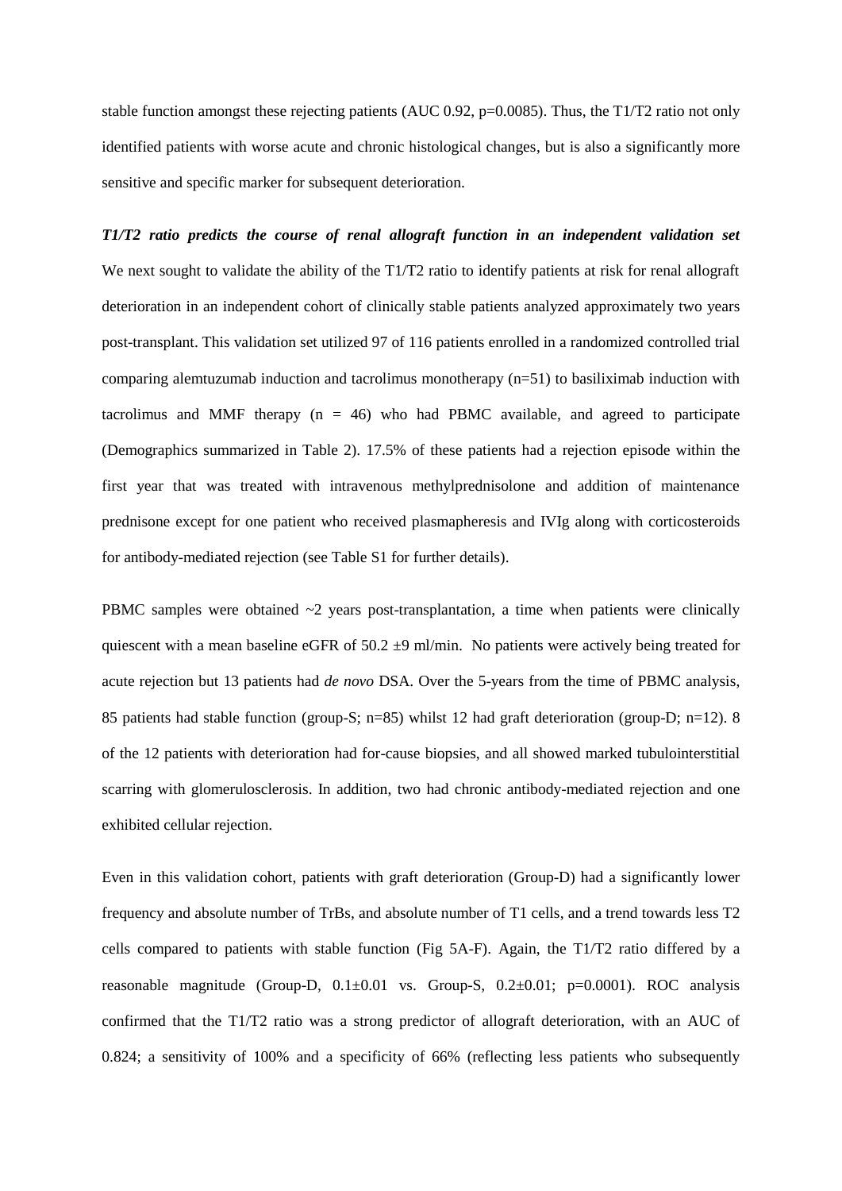stable function amongst these rejecting patients (AUC 0.92, p=0.0085). Thus, the T1/T2 ratio not only identified patients with worse acute and chronic histological changes, but is also a significantly more sensitive and specific marker for subsequent deterioration.

***T1/T2 ratio predicts the course of renal allograft function in an independent validation set***

We next sought to validate the ability of the T1/T2 ratio to identify patients at risk for renal allograft deterioration in an independent cohort of clinically stable patients analyzed approximately two years post-transplant. This validation set utilized 97 of 116 patients enrolled in a randomized controlled trial comparing alemtuzumab induction and tacrolimus monotherapy (n=51) to basiliximab induction with tacrolimus and MMF therapy (n = 46) who had PBMC available, and agreed to participate (Demographics summarized in Table 2). 17.5% of these patients had a rejection episode within the first year that was treated with intravenous methylprednisolone and addition of maintenance prednisone except for one patient who received plasmapheresis and IVIg along with corticosteroids for antibody-mediated rejection (see Table S1 for further details).

PBMC samples were obtained ~2 years post-transplantation, a time when patients were clinically quiescent with a mean baseline eGFR of 50.2 ±9 ml/min. No patients were actively being treated for acute rejection but 13 patients had *de novo* DSA. Over the 5-years from the time of PBMC analysis, 85 patients had stable function (group-S; n=85) whilst 12 had graft deterioration (group-D; n=12). 8 of the 12 patients with deterioration had for-cause biopsies, and all showed marked tubulointerstitial scarring with glomerulosclerosis. In addition, two had chronic antibody-mediated rejection and one exhibited cellular rejection.

Even in this validation cohort, patients with graft deterioration (Group-D) had a significantly lower frequency and absolute number of TrBs, and absolute number of T1 cells, and a trend towards less T2 cells compared to patients with stable function (Fig 5A-F). Again, the T1/T2 ratio differed by a reasonable magnitude (Group-D, 0.1±0.01 vs. Group-S, 0.2±0.01; p=0.0001). ROC analysis confirmed that the T1/T2 ratio was a strong predictor of allograft deterioration, with an AUC of 0.824; a sensitivity of 100% and a specificity of 66% (reflecting less patients who subsequently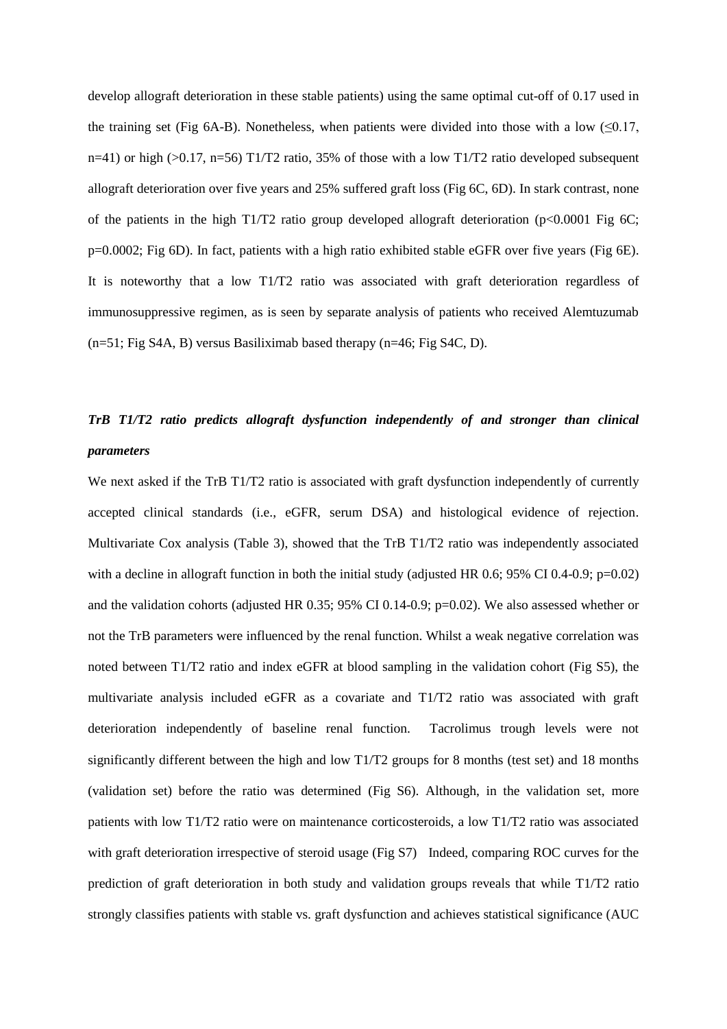develop allograft deterioration in these stable patients) using the same optimal cut-off of 0.17 used in the training set (Fig 6A-B). Nonetheless, when patients were divided into those with a low ($\leq$0.17, n=41) or high (>0.17, n=56) T1/T2 ratio, 35% of those with a low T1/T2 ratio developed subsequent allograft deterioration over five years and 25% suffered graft loss (Fig 6C, 6D). In stark contrast, none of the patients in the high T1/T2 ratio group developed allograft deterioration ($p<0.0001$ Fig 6C; $p=0.0002$; Fig 6D). In fact, patients with a high ratio exhibited stable eGFR over five years (Fig 6E). It is noteworthy that a low T1/T2 ratio was associated with graft deterioration regardless of immunosuppressive regimen, as is seen by separate analysis of patients who received Alemtuzumab (n=51; Fig S4A, B) versus Basiliximab based therapy (n=46; Fig S4C, D).

***TrB T1/T2 ratio predicts allograft dysfunction independently of and stronger than clinical parameters***

We next asked if the TrB T1/T2 ratio is associated with graft dysfunction independently of currently accepted clinical standards (i.e., eGFR, serum DSA) and histological evidence of rejection. Multivariate Cox analysis (Table 3), showed that the TrB T1/T2 ratio was independently associated with a decline in allograft function in both the initial study (adjusted HR 0.6; 95% CI 0.4-0.9; $p=0.02$) and the validation cohorts (adjusted HR 0.35; 95% CI 0.14-0.9; $p=0.02$). We also assessed whether or not the TrB parameters were influenced by the renal function. Whilst a weak negative correlation was noted between T1/T2 ratio and index eGFR at blood sampling in the validation cohort (Fig S5), the multivariate analysis included eGFR as a covariate and T1/T2 ratio was associated with graft deterioration independently of baseline renal function. Tacrolimus trough levels were not significantly different between the high and low T1/T2 groups for 8 months (test set) and 18 months (validation set) before the ratio was determined (Fig S6). Although, in the validation set, more patients with low T1/T2 ratio were on maintenance corticosteroids, a low T1/T2 ratio was associated with graft deterioration irrespective of steroid usage (Fig S7) Indeed, comparing ROC curves for the prediction of graft deterioration in both study and validation groups reveals that while T1/T2 ratio strongly classifies patients with stable vs. graft dysfunction and achieves statistical significance (AUC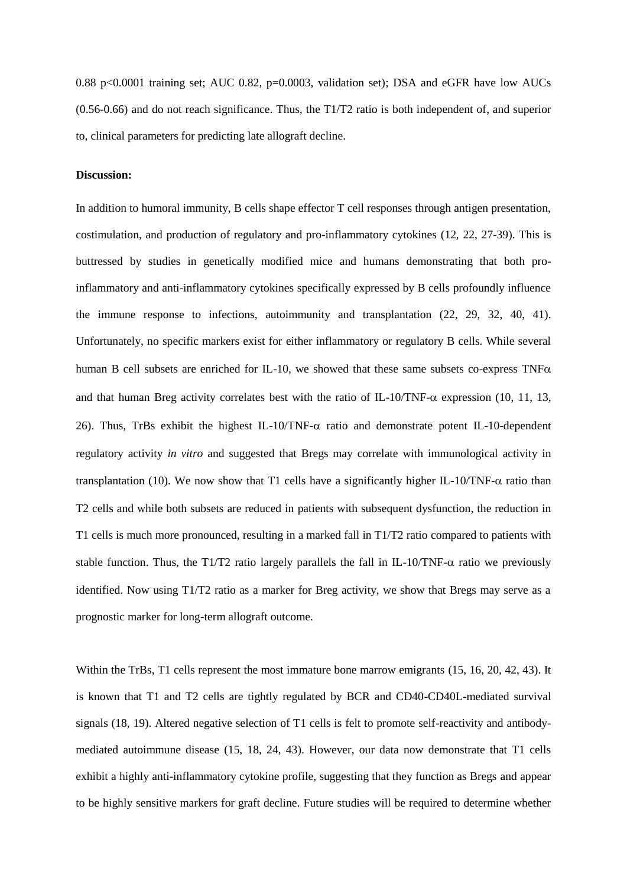0.88 $p<0.0001$ training set; AUC 0.82, $p=0.0003$, validation set); DSA and eGFR have low AUCs (0.56-0.66) and do not reach significance. Thus, the T1/T2 ratio is both independent of, and superior to, clinical parameters for predicting late allograft decline.

**Discussion:**

In addition to humoral immunity, B cells shape effector T cell responses through antigen presentation, costimulation, and production of regulatory and pro-inflammatory cytokines (12, 22, 27-39). This is buttressed by studies in genetically modified mice and humans demonstrating that both pro-inflammatory and anti-inflammatory cytokines specifically expressed by B cells profoundly influence the immune response to infections, autoimmunity and transplantation (22, 29, 32, 40, 41). Unfortunately, no specific markers exist for either inflammatory or regulatory B cells. While several human B cell subsets are enriched for IL-10, we showed that these same subsets co-express TNF$\alpha$ and that human Breg activity correlates best with the ratio of IL-10/TNF-$\alpha$ expression (10, 11, 13, 26). Thus, TrBs exhibit the highest IL-10/TNF-$\alpha$ ratio and demonstrate potent IL-10-dependent regulatory activity *in vitro* and suggested that Bregs may correlate with immunological activity in transplantation (10). We now show that T1 cells have a significantly higher IL-10/TNF-$\alpha$ ratio than T2 cells and while both subsets are reduced in patients with subsequent dysfunction, the reduction in T1 cells is much more pronounced, resulting in a marked fall in T1/T2 ratio compared to patients with stable function. Thus, the T1/T2 ratio largely parallels the fall in IL-10/TNF-$\alpha$ ratio we previously identified. Now using T1/T2 ratio as a marker for Breg activity, we show that Bregs may serve as a prognostic marker for long-term allograft outcome.

Within the TrBs, T1 cells represent the most immature bone marrow emigrants (15, 16, 20, 42, 43). It is known that T1 and T2 cells are tightly regulated by BCR and CD40-CD40L-mediated survival signals (18, 19). Altered negative selection of T1 cells is felt to promote self-reactivity and antibody-mediated autoimmune disease (15, 18, 24, 43). However, our data now demonstrate that T1 cells exhibit a highly anti-inflammatory cytokine profile, suggesting that they function as Bregs and appear to be highly sensitive markers for graft decline. Future studies will be required to determine whether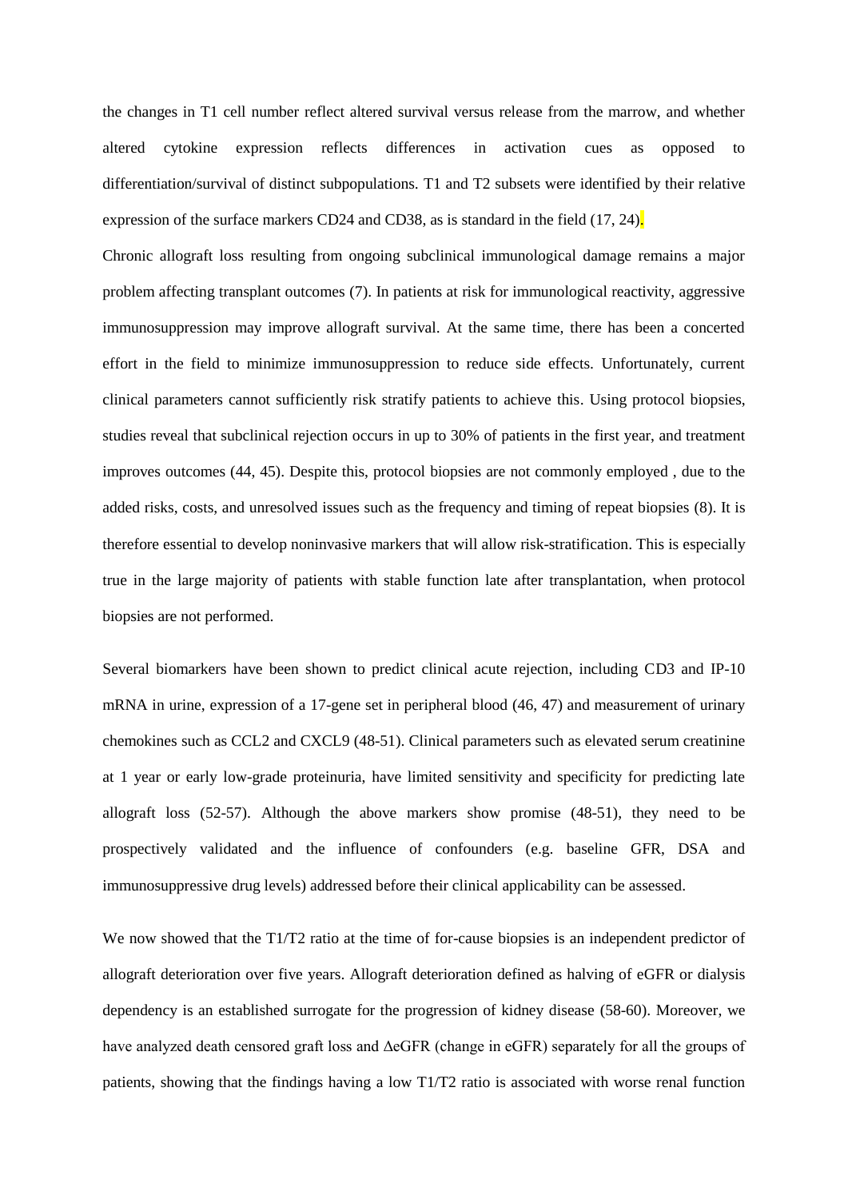the changes in T1 cell number reflect altered survival versus release from the marrow, and whether altered cytokine expression reflects differences in activation cues as opposed to differentiation/survival of distinct subpopulations. T1 and T2 subsets were identified by their relative expression of the surface markers CD24 and CD38, as is standard in the field (17, 24).

Chronic allograft loss resulting from ongoing subclinical immunological damage remains a major problem affecting transplant outcomes (7). In patients at risk for immunological reactivity, aggressive immunosuppression may improve allograft survival. At the same time, there has been a concerted effort in the field to minimize immunosuppression to reduce side effects. Unfortunately, current clinical parameters cannot sufficiently risk stratify patients to achieve this. Using protocol biopsies, studies reveal that subclinical rejection occurs in up to 30% of patients in the first year, and treatment improves outcomes (44, 45). Despite this, protocol biopsies are not commonly employed , due to the added risks, costs, and unresolved issues such as the frequency and timing of repeat biopsies (8). It is therefore essential to develop noninvasive markers that will allow risk-stratification. This is especially true in the large majority of patients with stable function late after transplantation, when protocol biopsies are not performed.

Several biomarkers have been shown to predict clinical acute rejection, including CD3 and IP-10 mRNA in urine, expression of a 17-gene set in peripheral blood (46, 47) and measurement of urinary chemokines such as CCL2 and CXCL9 (48-51). Clinical parameters such as elevated serum creatinine at 1 year or early low-grade proteinuria, have limited sensitivity and specificity for predicting late allograft loss (52-57). Although the above markers show promise (48-51), they need to be prospectively validated and the influence of confounders (e.g. baseline GFR, DSA and immunosuppressive drug levels) addressed before their clinical applicability can be assessed.

We now showed that the T1/T2 ratio at the time of for-cause biopsies is an independent predictor of allograft deterioration over five years. Allograft deterioration defined as halving of eGFR or dialysis dependency is an established surrogate for the progression of kidney disease (58-60). Moreover, we have analyzed death censored graft loss and ΔeGFR (change in eGFR) separately for all the groups of patients, showing that the findings having a low T1/T2 ratio is associated with worse renal function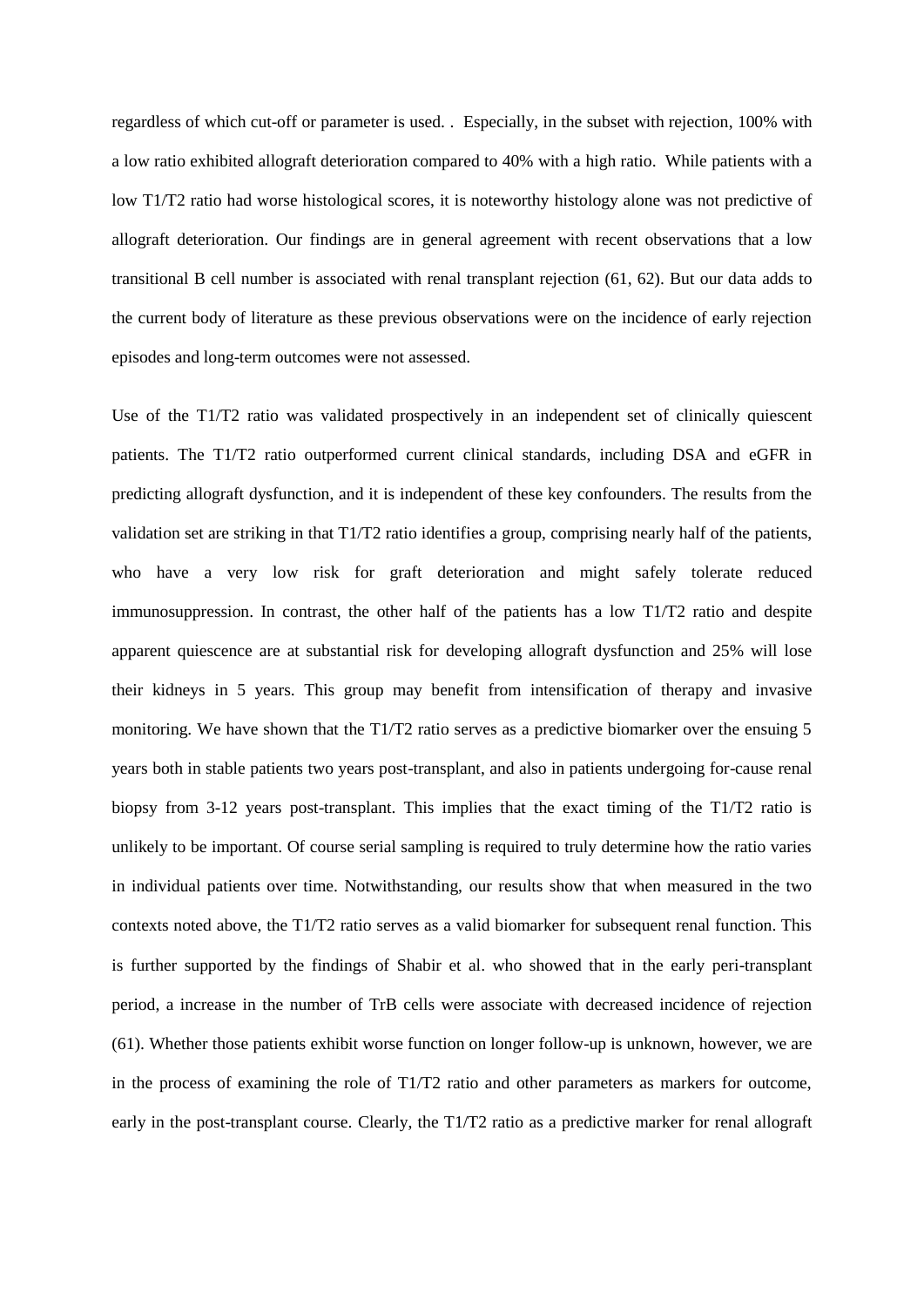regardless of which cut-off or parameter is used. . Especially, in the subset with rejection, 100% with a low ratio exhibited allograft deterioration compared to 40% with a high ratio. While patients with a low T1/T2 ratio had worse histological scores, it is noteworthy histology alone was not predictive of allograft deterioration. Our findings are in general agreement with recent observations that a low transitional B cell number is associated with renal transplant rejection (61, 62). But our data adds to the current body of literature as these previous observations were on the incidence of early rejection episodes and long-term outcomes were not assessed.

Use of the T1/T2 ratio was validated prospectively in an independent set of clinically quiescent patients. The T1/T2 ratio outperformed current clinical standards, including DSA and eGFR in predicting allograft dysfunction, and it is independent of these key confounders. The results from the validation set are striking in that T1/T2 ratio identifies a group, comprising nearly half of the patients, who have a very low risk for graft deterioration and might safely tolerate reduced immunosuppression. In contrast, the other half of the patients has a low T1/T2 ratio and despite apparent quiescence are at substantial risk for developing allograft dysfunction and 25% will lose their kidneys in 5 years. This group may benefit from intensification of therapy and invasive monitoring. We have shown that the T1/T2 ratio serves as a predictive biomarker over the ensuing 5 years both in stable patients two years post-transplant, and also in patients undergoing for-cause renal biopsy from 3-12 years post-transplant. This implies that the exact timing of the T1/T2 ratio is unlikely to be important. Of course serial sampling is required to truly determine how the ratio varies in individual patients over time. Notwithstanding, our results show that when measured in the two contexts noted above, the T1/T2 ratio serves as a valid biomarker for subsequent renal function. This is further supported by the findings of Shabir et al. who showed that in the early peri-transplant period, a increase in the number of TrB cells were associate with decreased incidence of rejection (61). Whether those patients exhibit worse function on longer follow-up is unknown, however, we are in the process of examining the role of T1/T2 ratio and other parameters as markers for outcome, early in the post-transplant course. Clearly, the T1/T2 ratio as a predictive marker for renal allograft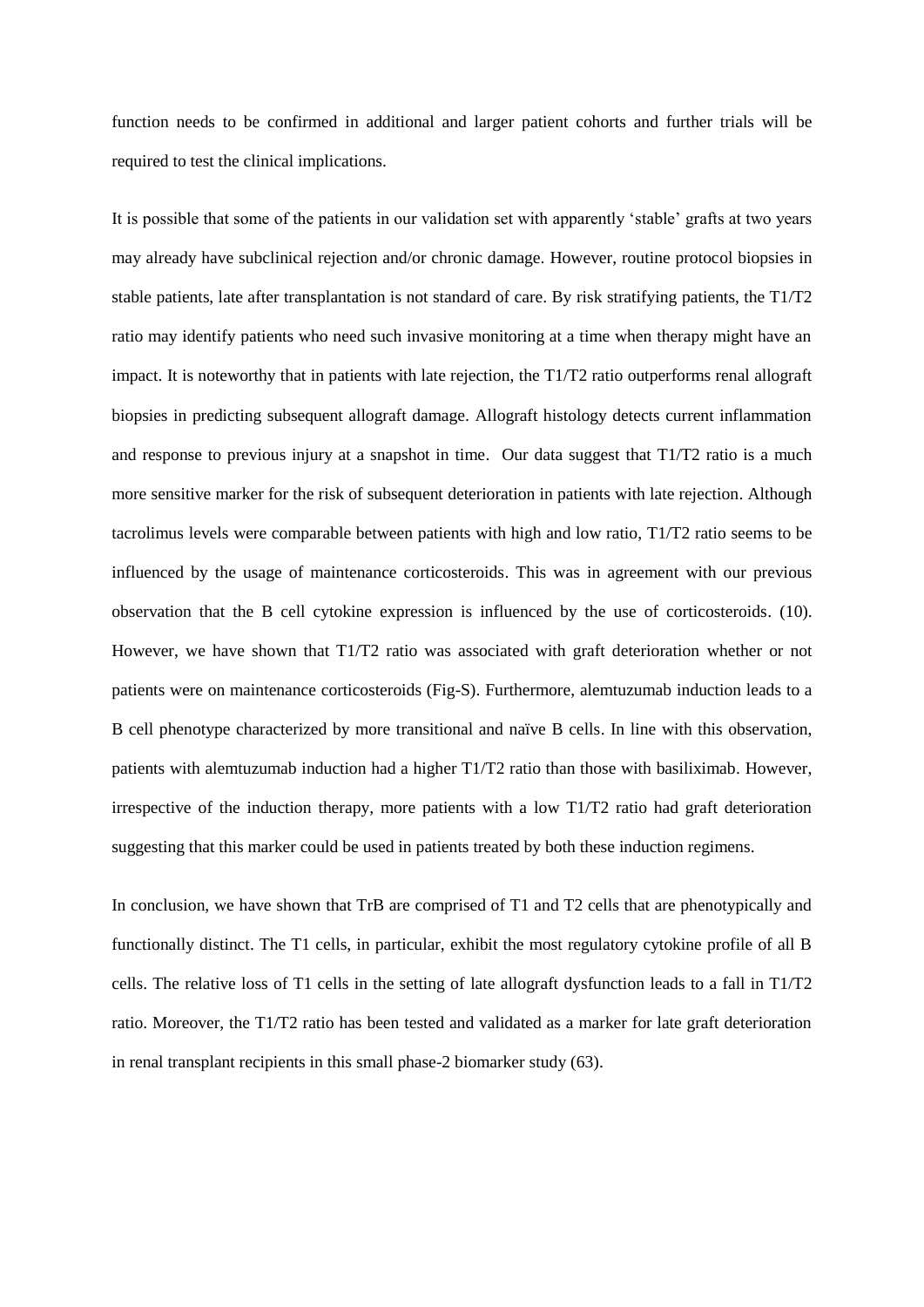function needs to be confirmed in additional and larger patient cohorts and further trials will be required to test the clinical implications.

It is possible that some of the patients in our validation set with apparently 'stable' grafts at two years may already have subclinical rejection and/or chronic damage. However, routine protocol biopsies in stable patients, late after transplantation is not standard of care. By risk stratifying patients, the T1/T2 ratio may identify patients who need such invasive monitoring at a time when therapy might have an impact. It is noteworthy that in patients with late rejection, the T1/T2 ratio outperforms renal allograft biopsies in predicting subsequent allograft damage. Allograft histology detects current inflammation and response to previous injury at a snapshot in time. Our data suggest that T1/T2 ratio is a much more sensitive marker for the risk of subsequent deterioration in patients with late rejection. Although tacrolimus levels were comparable between patients with high and low ratio, T1/T2 ratio seems to be influenced by the usage of maintenance corticosteroids. This was in agreement with our previous observation that the B cell cytokine expression is influenced by the use of corticosteroids. (10). However, we have shown that T1/T2 ratio was associated with graft deterioration whether or not patients were on maintenance corticosteroids (Fig-S). Furthermore, alemtuzumab induction leads to a B cell phenotype characterized by more transitional and naïve B cells. In line with this observation, patients with alemtuzumab induction had a higher T1/T2 ratio than those with basiliximab. However, irrespective of the induction therapy, more patients with a low T1/T2 ratio had graft deterioration suggesting that this marker could be used in patients treated by both these induction regimens.

In conclusion, we have shown that TrB are comprised of T1 and T2 cells that are phenotypically and functionally distinct. The T1 cells, in particular, exhibit the most regulatory cytokine profile of all B cells. The relative loss of T1 cells in the setting of late allograft dysfunction leads to a fall in T1/T2 ratio. Moreover, the T1/T2 ratio has been tested and validated as a marker for late graft deterioration in renal transplant recipients in this small phase-2 biomarker study (63).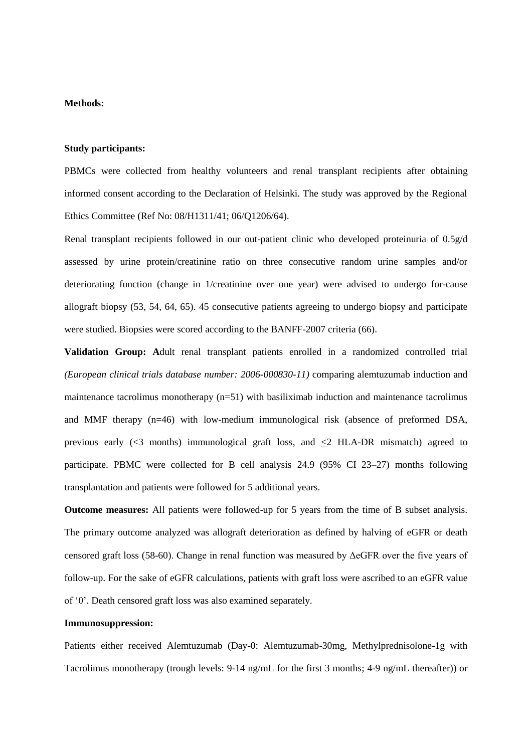**Methods:**

**Study participants:**

PBMCs were collected from healthy volunteers and renal transplant recipients after obtaining informed consent according to the Declaration of Helsinki. The study was approved by the Regional Ethics Committee (Ref No: 08/H1311/41; 06/Q1206/64).

Renal transplant recipients followed in our out-patient clinic who developed proteinuria of 0.5g/d assessed by urine protein/creatinine ratio on three consecutive random urine samples and/or deteriorating function (change in 1/creatinine over one year) were advised to undergo for-cause allograft biopsy (53, 54, 64, 65). 45 consecutive patients agreeing to undergo biopsy and participate were studied. Biopsies were scored according to the BANFF-2007 criteria (66).

**Validation Group: A**dult renal transplant patients enrolled in a randomized controlled trial *(European clinical trials database number: 2006-000830-11)* comparing alemtuzumab induction and maintenance tacrolimus monotherapy (n=51) with basiliximab induction and maintenance tacrolimus and MMF therapy (n=46) with low-medium immunological risk (absence of preformed DSA, previous early (<3 months) immunological graft loss, and ≤2 HLA-DR mismatch) agreed to participate. PBMC were collected for B cell analysis 24.9 (95% CI 23–27) months following transplantation and patients were followed for 5 additional years.

**Outcome measures:** All patients were followed-up for 5 years from the time of B subset analysis. The primary outcome analyzed was allograft deterioration as defined by halving of eGFR or death censored graft loss (58-60). Change in renal function was measured by ΔeGFR over the five years of follow-up. For the sake of eGFR calculations, patients with graft loss were ascribed to an eGFR value of '0'. Death censored graft loss was also examined separately.

**Immunosuppression:**

Patients either received Alemtuzumab (Day-0: Alemtuzumab-30mg, Methylprednisolone-1g with Tacrolimus monotherapy (trough levels: 9-14 ng/mL for the first 3 months; 4-9 ng/mL thereafter)) or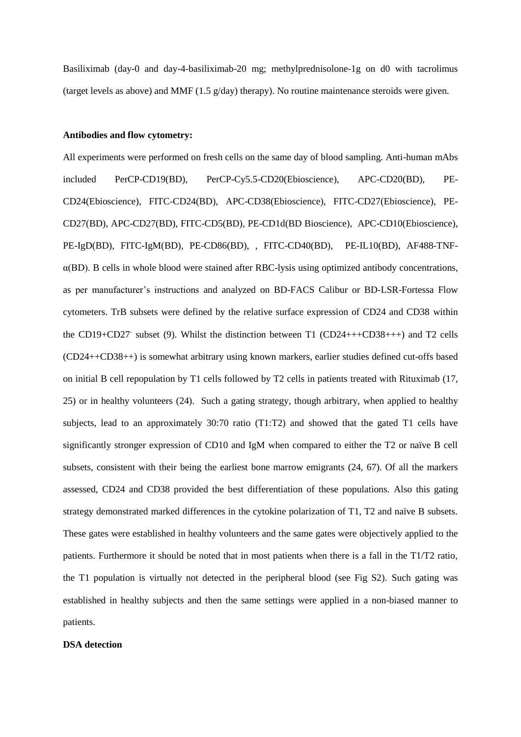Basiliximab (day-0 and day-4-basiliximab-20 mg; methylprednisolone-1g on d0 with tacrolimus (target levels as above) and MMF (1.5 g/day) therapy). No routine maintenance steroids were given.

**Antibodies and flow cytometry:**

All experiments were performed on fresh cells on the same day of blood sampling. Anti-human mAbs included PerCP-CD19(BD), PerCP-Cy5.5-CD20(Ebioscience), APC-CD20(BD), PE-CD24(Ebioscience), FITC-CD24(BD), APC-CD38(Ebioscience), FITC-CD27(Ebioscience), PE-CD27(BD), APC-CD27(BD), FITC-CD5(BD), PE-CD1d(BD Bioscience), APC-CD10(Ebioscience), PE-IgD(BD), FITC-IgM(BD), PE-CD86(BD), , FITC-CD40(BD), PE-IL10(BD), AF488-TNF-α(BD). B cells in whole blood were stained after RBC-lysis using optimized antibody concentrations, as per manufacturer's instructions and analyzed on BD-FACS Calibur or BD-LSR-Fortessa Flow cytometers. TrB subsets were defined by the relative surface expression of CD24 and CD38 within the CD19+CD27$^{-}$ subset (9). Whilst the distinction between T1 (CD24+++CD38+++) and T2 cells (CD24++CD38++) is somewhat arbitrary using known markers, earlier studies defined cut-offs based on initial B cell repopulation by T1 cells followed by T2 cells in patients treated with Rituximab (17, 25) or in healthy volunteers (24). Such a gating strategy, though arbitrary, when applied to healthy subjects, lead to an approximately 30:70 ratio (T1:T2) and showed that the gated T1 cells have significantly stronger expression of CD10 and IgM when compared to either the T2 or naïve B cell subsets, consistent with their being the earliest bone marrow emigrants (24, 67). Of all the markers assessed, CD24 and CD38 provided the best differentiation of these populations. Also this gating strategy demonstrated marked differences in the cytokine polarization of T1, T2 and naïve B subsets. These gates were established in healthy volunteers and the same gates were objectively applied to the patients. Furthermore it should be noted that in most patients when there is a fall in the T1/T2 ratio, the T1 population is virtually not detected in the peripheral blood (see Fig S2). Such gating was established in healthy subjects and then the same settings were applied in a non-biased manner to patients.

**DSA detection**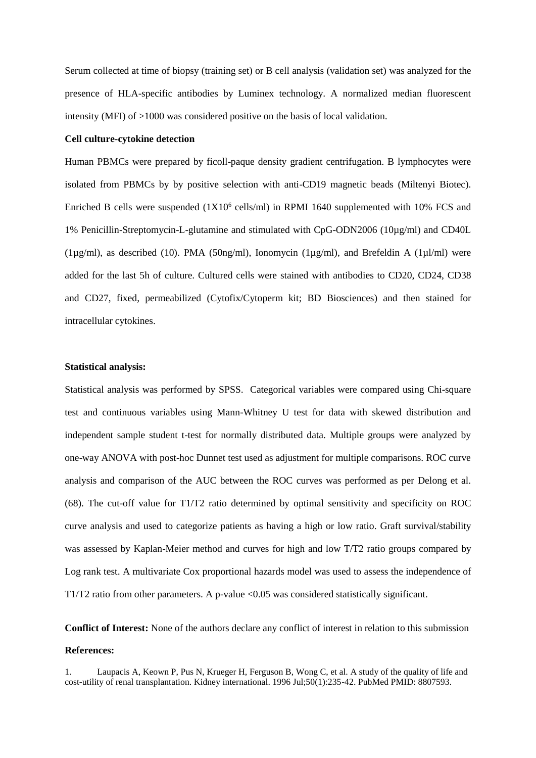Serum collected at time of biopsy (training set) or B cell analysis (validation set) was analyzed for the presence of HLA-specific antibodies by Luminex technology. A normalized median fluorescent intensity (MFI) of >1000 was considered positive on the basis of local validation.

**Cell culture-cytokine detection**

Human PBMCs were prepared by ficoll-paque density gradient centrifugation. B lymphocytes were isolated from PBMCs by by positive selection with anti-CD19 magnetic beads (Miltenyi Biotec). Enriched B cells were suspended ($1X10^6$ cells/ml) in RPMI 1640 supplemented with 10% FCS and 1% Penicillin-Streptomycin-L-glutamine and stimulated with CpG-ODN2006 (10µg/ml) and CD40L (1µg/ml), as described (10). PMA (50ng/ml), Ionomycin (1µg/ml), and Brefeldin A (1µl/ml) were added for the last 5h of culture. Cultured cells were stained with antibodies to CD20, CD24, CD38 and CD27, fixed, permeabilized (Cytofix/Cytoperm kit; BD Biosciences) and then stained for intracellular cytokines.

**Statistical analysis:**

Statistical analysis was performed by SPSS. Categorical variables were compared using Chi-square test and continuous variables using Mann-Whitney U test for data with skewed distribution and independent sample student t-test for normally distributed data. Multiple groups were analyzed by one-way ANOVA with post-hoc Dunnet test used as adjustment for multiple comparisons. ROC curve analysis and comparison of the AUC between the ROC curves was performed as per Delong et al. (68). The cut-off value for T1/T2 ratio determined by optimal sensitivity and specificity on ROC curve analysis and used to categorize patients as having a high or low ratio. Graft survival/stability was assessed by Kaplan-Meier method and curves for high and low T/T2 ratio groups compared by Log rank test. A multivariate Cox proportional hazards model was used to assess the independence of T1/T2 ratio from other parameters. A p-value <0.05 was considered statistically significant.

**Conflict of Interest:** None of the authors declare any conflict of interest in relation to this submission

**References:**

1. Laupacis A, Keown P, Pus N, Krueger H, Ferguson B, Wong C, et al. A study of the quality of life and cost-utility of renal transplantation. Kidney international. 1996 Jul;50(1):235-42. PubMed PMID: 8807593.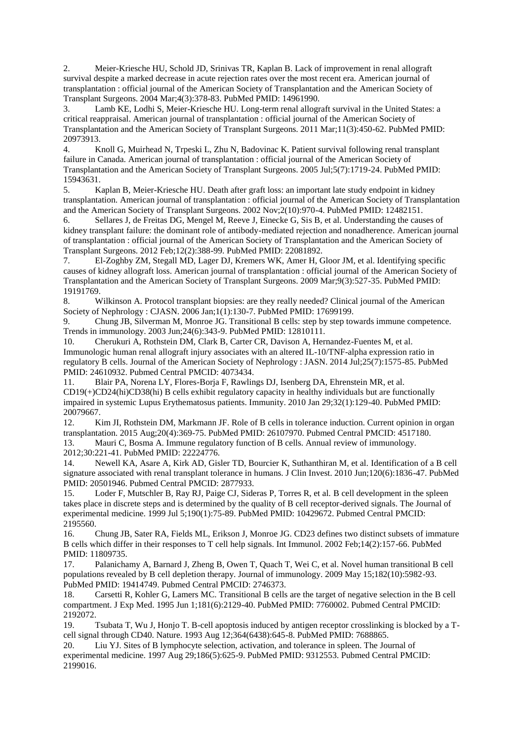2. Meier-Kriesche HU, Schold JD, Srinivas TR, Kaplan B. Lack of improvement in renal allograft survival despite a marked decrease in acute rejection rates over the most recent era. American journal of transplantation : official journal of the American Society of Transplantation and the American Society of Transplant Surgeons. 2004 Mar;4(3):378-83. PubMed PMID: 14961990.

3. Lamb KE, Lodhi S, Meier-Kriesche HU. Long-term renal allograft survival in the United States: a critical reappraisal. American journal of transplantation : official journal of the American Society of Transplantation and the American Society of Transplant Surgeons. 2011 Mar;11(3):450-62. PubMed PMID: 20973913.

4. Knoll G, Muirhead N, Trpeski L, Zhu N, Badovinac K. Patient survival following renal transplant failure in Canada. American journal of transplantation : official journal of the American Society of Transplantation and the American Society of Transplant Surgeons. 2005 Jul;5(7):1719-24. PubMed PMID: 15943631.

5. Kaplan B, Meier-Kriesche HU. Death after graft loss: an important late study endpoint in kidney transplantation. American journal of transplantation : official journal of the American Society of Transplantation and the American Society of Transplant Surgeons. 2002 Nov;2(10):970-4. PubMed PMID: 12482151.

6. Sellares J, de Freitas DG, Mengel M, Reeve J, Einecke G, Sis B, et al. Understanding the causes of kidney transplant failure: the dominant role of antibody-mediated rejection and nonadherence. American journal of transplantation : official journal of the American Society of Transplantation and the American Society of Transplant Surgeons. 2012 Feb;12(2):388-99. PubMed PMID: 22081892.

7. El-Zoghby ZM, Stegall MD, Lager DJ, Kremers WK, Amer H, Gloor JM, et al. Identifying specific causes of kidney allograft loss. American journal of transplantation : official journal of the American Society of Transplantation and the American Society of Transplant Surgeons. 2009 Mar;9(3):527-35. PubMed PMID: 19191769.

8. Wilkinson A. Protocol transplant biopsies: are they really needed? Clinical journal of the American Society of Nephrology : CJASN. 2006 Jan;1(1):130-7. PubMed PMID: 17699199.

9. Chung JB, Silverman M, Monroe JG. Transitional B cells: step by step towards immune competence. Trends in immunology. 2003 Jun;24(6):343-9. PubMed PMID: 12810111.

10. Cherukuri A, Rothstein DM, Clark B, Carter CR, Davison A, Hernandez-Fuentes M, et al. Immunologic human renal allograft injury associates with an altered IL-10/TNF-alpha expression ratio in regulatory B cells. Journal of the American Society of Nephrology : JASN. 2014 Jul;25(7):1575-85. PubMed PMID: 24610932. Pubmed Central PMCID: 4073434.

11. Blair PA, Norena LY, Flores-Borja F, Rawlings DJ, Isenberg DA, Ehrenstein MR, et al. CD19(+)CD24(hi)CD38(hi) B cells exhibit regulatory capacity in healthy individuals but are functionally impaired in systemic Lupus Erythematosus patients. Immunity. 2010 Jan 29;32(1):129-40. PubMed PMID: 20079667.

12. Kim JI, Rothstein DM, Markmann JF. Role of B cells in tolerance induction. Current opinion in organ transplantation. 2015 Aug;20(4):369-75. PubMed PMID: 26107970. Pubmed Central PMCID: 4517180.

13. Mauri C, Bosma A. Immune regulatory function of B cells. Annual review of immunology. 2012;30:221-41. PubMed PMID: 22224776.

14. Newell KA, Asare A, Kirk AD, Gisler TD, Bourcier K, Suthanthiran M, et al. Identification of a B cell signature associated with renal transplant tolerance in humans. J Clin Invest. 2010 Jun;120(6):1836-47. PubMed PMID: 20501946. Pubmed Central PMCID: 2877933.

15. Loder F, Mutschler B, Ray RJ, Paige CJ, Sideras P, Torres R, et al. B cell development in the spleen takes place in discrete steps and is determined by the quality of B cell receptor-derived signals. The Journal of experimental medicine. 1999 Jul 5;190(1):75-89. PubMed PMID: 10429672. Pubmed Central PMCID: 2195560.

16. Chung JB, Sater RA, Fields ML, Erikson J, Monroe JG. CD23 defines two distinct subsets of immature B cells which differ in their responses to T cell help signals. Int Immunol. 2002 Feb;14(2):157-66. PubMed PMID: 11809735.

17. Palanichamy A, Barnard J, Zheng B, Owen T, Quach T, Wei C, et al. Novel human transitional B cell populations revealed by B cell depletion therapy. Journal of immunology. 2009 May 15;182(10):5982-93. PubMed PMID: 19414749. Pubmed Central PMCID: 2746373.

18. Carsetti R, Kohler G, Lamers MC. Transitional B cells are the target of negative selection in the B cell compartment. J Exp Med. 1995 Jun 1;181(6):2129-40. PubMed PMID: 7760002. Pubmed Central PMCID: 2192072.

19. Tsubata T, Wu J, Honjo T. B-cell apoptosis induced by antigen receptor crosslinking is blocked by a T-cell signal through CD40. Nature. 1993 Aug 12;364(6438):645-8. PubMed PMID: 7688865.

20. Liu YJ. Sites of B lymphocyte selection, activation, and tolerance in spleen. The Journal of experimental medicine. 1997 Aug 29;186(5):625-9. PubMed PMID: 9312553. Pubmed Central PMCID: 2199016.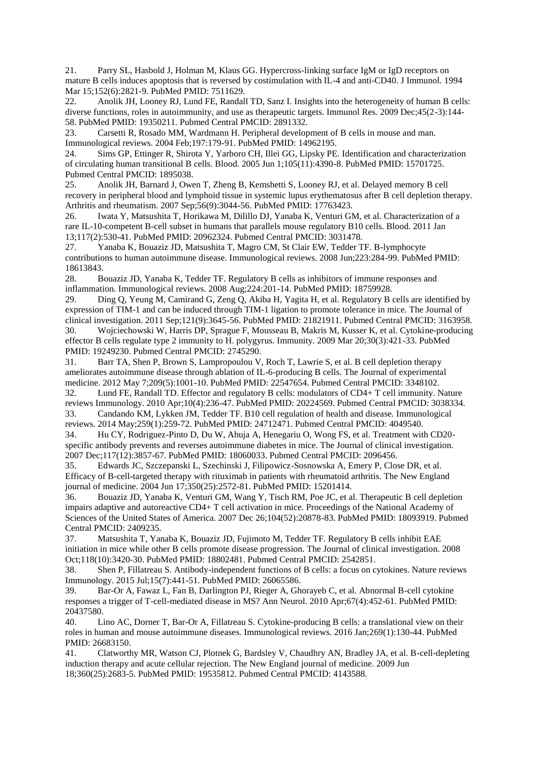21. Parry SL, Hasbold J, Holman M, Klaus GG. Hypercross-linking surface IgM or IgD receptors on mature B cells induces apoptosis that is reversed by costimulation with IL-4 and anti-CD40. J Immunol. 1994 Mar 15;152(6):2821-9. PubMed PMID: 7511629.

22. Anolik JH, Looney RJ, Lund FE, Randall TD, Sanz I. Insights into the heterogeneity of human B cells: diverse functions, roles in autoimmunity, and use as therapeutic targets. Immunol Res. 2009 Dec;45(2-3):144-58. PubMed PMID: 19350211. Pubmed Central PMCID: 2891332.

23. Carsetti R, Rosado MM, Wardmann H. Peripheral development of B cells in mouse and man. Immunological reviews. 2004 Feb;197:179-91. PubMed PMID: 14962195.

24. Sims GP, Ettinger R, Shirota Y, Yarboro CH, Illei GG, Lipsky PE. Identification and characterization of circulating human transitional B cells. Blood. 2005 Jun 1;105(11):4390-8. PubMed PMID: 15701725. Pubmed Central PMCID: 1895038.

25. Anolik JH, Barnard J, Owen T, Zheng B, Kemshetti S, Looney RJ, et al. Delayed memory B cell recovery in peripheral blood and lymphoid tissue in systemic lupus erythematosus after B cell depletion therapy. Arthritis and rheumatism. 2007 Sep;56(9):3044-56. PubMed PMID: 17763423.

26. Iwata Y, Matsushita T, Horikawa M, Dilillo DJ, Yanaba K, Venturi GM, et al. Characterization of a rare IL-10-competent B-cell subset in humans that parallels mouse regulatory B10 cells. Blood. 2011 Jan 13;117(2):530-41. PubMed PMID: 20962324. Pubmed Central PMCID: 3031478.

27. Yanaba K, Bouaziz JD, Matsushita T, Magro CM, St Clair EW, Tedder TF. B-lymphocyte contributions to human autoimmune disease. Immunological reviews. 2008 Jun;223:284-99. PubMed PMID: 18613843.

28. Bouaziz JD, Yanaba K, Tedder TF. Regulatory B cells as inhibitors of immune responses and inflammation. Immunological reviews. 2008 Aug;224:201-14. PubMed PMID: 18759928.

29. Ding Q, Yeung M, Camirand G, Zeng Q, Akiba H, Yagita H, et al. Regulatory B cells are identified by expression of TIM-1 and can be induced through TIM-1 ligation to promote tolerance in mice. The Journal of clinical investigation. 2011 Sep;121(9):3645-56. PubMed PMID: 21821911. Pubmed Central PMCID: 3163958.

30. Wojciechowski W, Harris DP, Sprague F, Mousseau B, Makris M, Kusser K, et al. Cytokine-producing effector B cells regulate type 2 immunity to H. polygyrus. Immunity. 2009 Mar 20;30(3):421-33. PubMed PMID: 19249230. Pubmed Central PMCID: 2745290.

31. Barr TA, Shen P, Brown S, Lampropoulou V, Roch T, Lawrie S, et al. B cell depletion therapy ameliorates autoimmune disease through ablation of IL-6-producing B cells. The Journal of experimental medicine. 2012 May 7;209(5):1001-10. PubMed PMID: 22547654. Pubmed Central PMCID: 3348102.

32. Lund FE, Randall TD. Effector and regulatory B cells: modulators of CD4+ T cell immunity. Nature reviews Immunology. 2010 Apr;10(4):236-47. PubMed PMID: 20224569. Pubmed Central PMCID: 3038334.

33. Candando KM, Lykken JM, Tedder TF. B10 cell regulation of health and disease. Immunological reviews. 2014 May;259(1):259-72. PubMed PMID: 24712471. Pubmed Central PMCID: 4049540.

34. Hu CY, Rodriguez-Pinto D, Du W, Ahuja A, Henegariu O, Wong FS, et al. Treatment with CD20-specific antibody prevents and reverses autoimmune diabetes in mice. The Journal of clinical investigation. 2007 Dec;117(12):3857-67. PubMed PMID: 18060033. Pubmed Central PMCID: 2096456.

35. Edwards JC, Szczepanski L, Szechinski J, Filipowicz-Sosnowska A, Emery P, Close DR, et al. Efficacy of B-cell-targeted therapy with rituximab in patients with rheumatoid arthritis. The New England journal of medicine. 2004 Jun 17;350(25):2572-81. PubMed PMID: 15201414.

36. Bouaziz JD, Yanaba K, Venturi GM, Wang Y, Tisch RM, Poe JC, et al. Therapeutic B cell depletion impairs adaptive and autoreactive CD4+ T cell activation in mice. Proceedings of the National Academy of Sciences of the United States of America. 2007 Dec 26;104(52):20878-83. PubMed PMID: 18093919. Pubmed Central PMCID: 2409235.

37. Matsushita T, Yanaba K, Bouaziz JD, Fujimoto M, Tedder TF. Regulatory B cells inhibit EAE initiation in mice while other B cells promote disease progression. The Journal of clinical investigation. 2008 Oct;118(10):3420-30. PubMed PMID: 18802481. Pubmed Central PMCID: 2542851.

38. Shen P, Fillatreau S. Antibody-independent functions of B cells: a focus on cytokines. Nature reviews Immunology. 2015 Jul;15(7):441-51. PubMed PMID: 26065586.

39. Bar-Or A, Fawaz L, Fan B, Darlington PJ, Rieger A, Ghorayeb C, et al. Abnormal B-cell cytokine responses a trigger of T-cell-mediated disease in MS? Ann Neurol. 2010 Apr;67(4):452-61. PubMed PMID: 20437580.

40. Lino AC, Dorner T, Bar-Or A, Fillatreau S. Cytokine-producing B cells: a translational view on their roles in human and mouse autoimmune diseases. Immunological reviews. 2016 Jan;269(1):130-44. PubMed PMID: 26683150.

41. Clatworthy MR, Watson CJ, Plotnek G, Bardsley V, Chaudhry AN, Bradley JA, et al. B-cell-depleting induction therapy and acute cellular rejection. The New England journal of medicine. 2009 Jun 18;360(25):2683-5. PubMed PMID: 19535812. Pubmed Central PMCID: 4143588.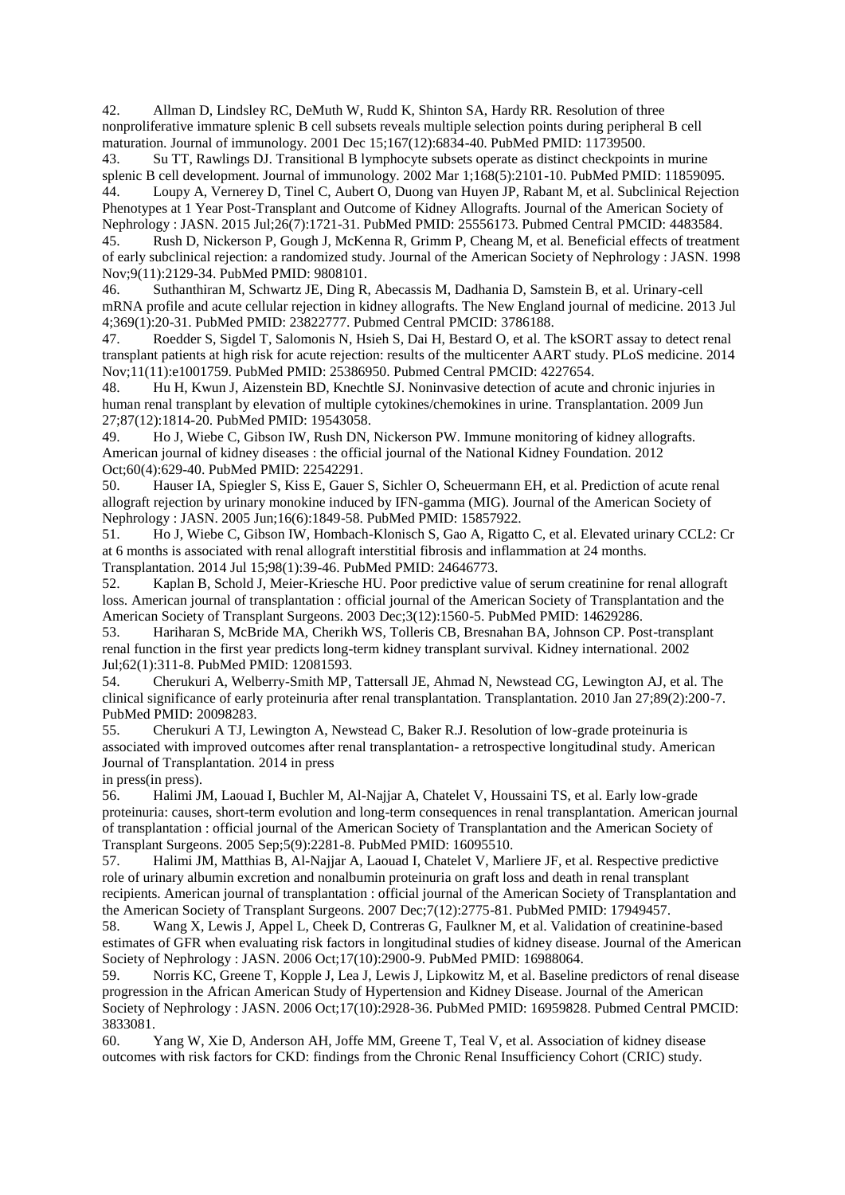42. Allman D, Lindsley RC, DeMuth W, Rudd K, Shinton SA, Hardy RR. Resolution of three nonproliferative immature splenic B cell subsets reveals multiple selection points during peripheral B cell maturation. Journal of immunology. 2001 Dec 15;167(12):6834-40. PubMed PMID: 11739500.

43. Su TT, Rawlings DJ. Transitional B lymphocyte subsets operate as distinct checkpoints in murine splenic B cell development. Journal of immunology. 2002 Mar 1;168(5):2101-10. PubMed PMID: 11859095.

44. Loupy A, Vernerey D, Tinel C, Aubert O, Duong van Huyen JP, Rabant M, et al. Subclinical Rejection Phenotypes at 1 Year Post-Transplant and Outcome of Kidney Allografts. Journal of the American Society of Nephrology : JASN. 2015 Jul;26(7):1721-31. PubMed PMID: 25556173. Pubmed Central PMCID: 4483584.

45. Rush D, Nickerson P, Gough J, McKenna R, Grimm P, Cheang M, et al. Beneficial effects of treatment of early subclinical rejection: a randomized study. Journal of the American Society of Nephrology : JASN. 1998 Nov;9(11):2129-34. PubMed PMID: 9808101.

46. Suthanthiran M, Schwartz JE, Ding R, Abecassis M, Dadhania D, Samstein B, et al. Urinary-cell mRNA profile and acute cellular rejection in kidney allografts. The New England journal of medicine. 2013 Jul 4;369(1):20-31. PubMed PMID: 23822777. Pubmed Central PMCID: 3786188.

47. Roedder S, Sigdel T, Salomonis N, Hsieh S, Dai H, Bestard O, et al. The kSORT assay to detect renal transplant patients at high risk for acute rejection: results of the multicenter AART study. PLoS medicine. 2014 Nov;11(11):e1001759. PubMed PMID: 25386950. Pubmed Central PMCID: 4227654.

48. Hu H, Kwun J, Aizenstein BD, Knechtle SJ. Noninvasive detection of acute and chronic injuries in human renal transplant by elevation of multiple cytokines/chemokines in urine. Transplantation. 2009 Jun 27;87(12):1814-20. PubMed PMID: 19543058.

49. Ho J, Wiebe C, Gibson IW, Rush DN, Nickerson PW. Immune monitoring of kidney allografts. American journal of kidney diseases : the official journal of the National Kidney Foundation. 2012 Oct;60(4):629-40. PubMed PMID: 22542291.

50. Hauser IA, Spiegler S, Kiss E, Gauer S, Sichler O, Scheuermann EH, et al. Prediction of acute renal allograft rejection by urinary monokine induced by IFN-gamma (MIG). Journal of the American Society of Nephrology : JASN. 2005 Jun;16(6):1849-58. PubMed PMID: 15857922.

51. Ho J, Wiebe C, Gibson IW, Hombach-Klonisch S, Gao A, Rigatto C, et al. Elevated urinary CCL2: Cr at 6 months is associated with renal allograft interstitial fibrosis and inflammation at 24 months. Transplantation. 2014 Jul 15;98(1):39-46. PubMed PMID: 24646773.

52. Kaplan B, Schold J, Meier-Kriesche HU. Poor predictive value of serum creatinine for renal allograft loss. American journal of transplantation : official journal of the American Society of Transplantation and the American Society of Transplant Surgeons. 2003 Dec;3(12):1560-5. PubMed PMID: 14629286.

53. Hariharan S, McBride MA, Cherikh WS, Tolleris CB, Bresnahan BA, Johnson CP. Post-transplant renal function in the first year predicts long-term kidney transplant survival. Kidney international. 2002 Jul;62(1):311-8. PubMed PMID: 12081593.

54. Cherukuri A, Welberry-Smith MP, Tattersall JE, Ahmad N, Newstead CG, Lewington AJ, et al. The clinical significance of early proteinuria after renal transplantation. Transplantation. 2010 Jan 27;89(2):200-7. PubMed PMID: 20098283.

55. Cherukuri A TJ, Lewington A, Newstead C, Baker R.J. Resolution of low-grade proteinuria is associated with improved outcomes after renal transplantation- a retrospective longitudinal study. American Journal of Transplantation. 2014 in press
in press(in press).

56. Halimi JM, Laouad I, Buchler M, Al-Najjar A, Chatelet V, Houssaini TS, et al. Early low-grade proteinuria: causes, short-term evolution and long-term consequences in renal transplantation. American journal of transplantation : official journal of the American Society of Transplantation and the American Society of Transplant Surgeons. 2005 Sep;5(9):2281-8. PubMed PMID: 16095510.

57. Halimi JM, Matthias B, Al-Najjar A, Laouad I, Chatelet V, Marliere JF, et al. Respective predictive role of urinary albumin excretion and nonalbumin proteinuria on graft loss and death in renal transplant recipients. American journal of transplantation : official journal of the American Society of Transplantation and the American Society of Transplant Surgeons. 2007 Dec;7(12):2775-81. PubMed PMID: 17949457.

58. Wang X, Lewis J, Appel L, Cheek D, Contreras G, Faulkner M, et al. Validation of creatinine-based estimates of GFR when evaluating risk factors in longitudinal studies of kidney disease. Journal of the American Society of Nephrology : JASN. 2006 Oct;17(10):2900-9. PubMed PMID: 16988064.

59. Norris KC, Greene T, Kopple J, Lea J, Lewis J, Lipkowitz M, et al. Baseline predictors of renal disease progression in the African American Study of Hypertension and Kidney Disease. Journal of the American Society of Nephrology : JASN. 2006 Oct;17(10):2928-36. PubMed PMID: 16959828. Pubmed Central PMCID: 3833081.

60. Yang W, Xie D, Anderson AH, Joffe MM, Greene T, Teal V, et al. Association of kidney disease outcomes with risk factors for CKD: findings from the Chronic Renal Insufficiency Cohort (CRIC) study.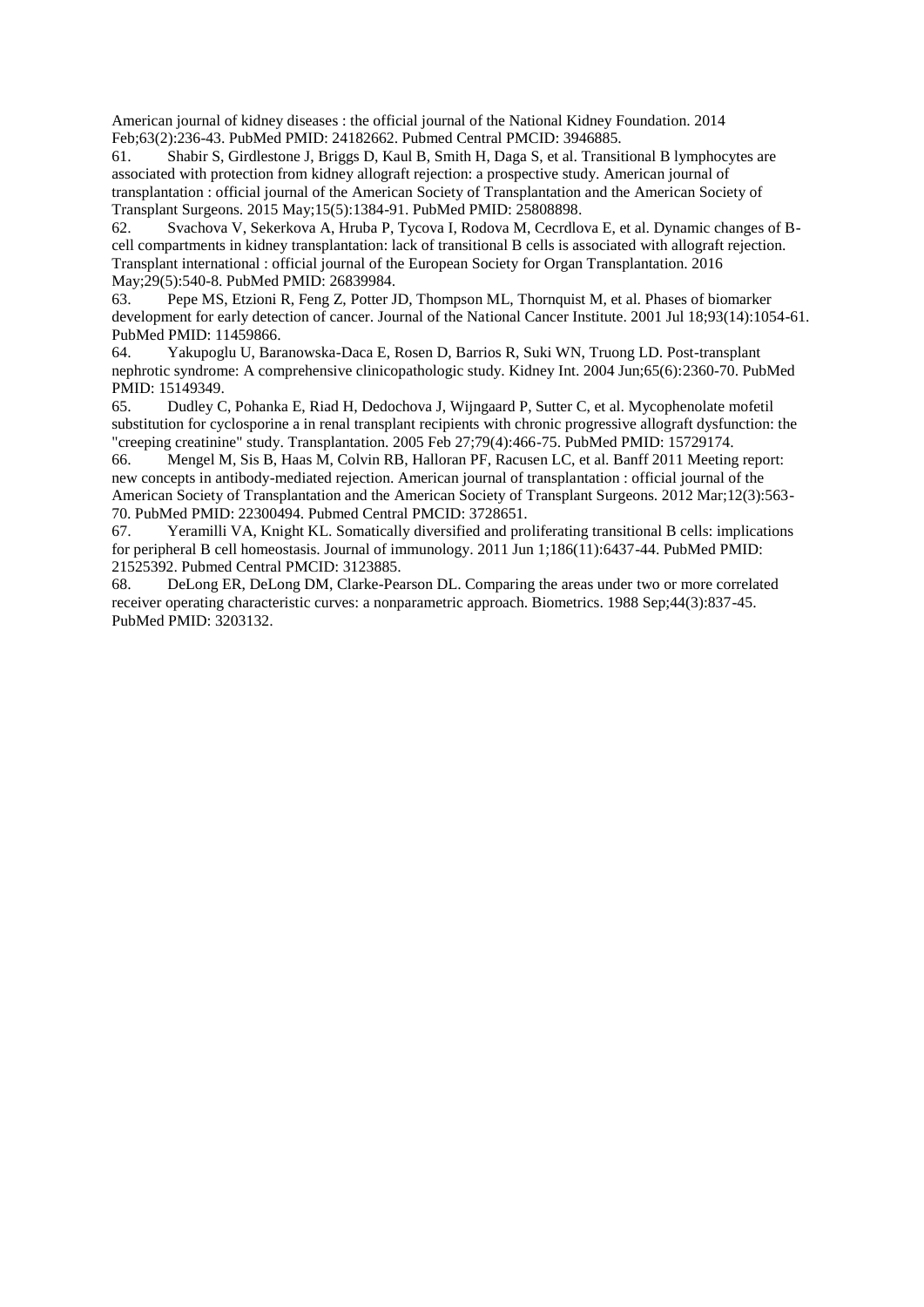American journal of kidney diseases : the official journal of the National Kidney Foundation. 2014 Feb;63(2):236-43. PubMed PMID: 24182662. Pubmed Central PMCID: 3946885.

61. Shabir S, Girdlestone J, Briggs D, Kaul B, Smith H, Daga S, et al. Transitional B lymphocytes are associated with protection from kidney allograft rejection: a prospective study. American journal of transplantation : official journal of the American Society of Transplantation and the American Society of Transplant Surgeons. 2015 May;15(5):1384-91. PubMed PMID: 25808898.

62. Svachova V, Sekerkova A, Hruba P, Tycova I, Rodova M, Cecrdlova E, et al. Dynamic changes of B-cell compartments in kidney transplantation: lack of transitional B cells is associated with allograft rejection. Transplant international : official journal of the European Society for Organ Transplantation. 2016 May;29(5):540-8. PubMed PMID: 26839984.

63. Pepe MS, Etzioni R, Feng Z, Potter JD, Thompson ML, Thornquist M, et al. Phases of biomarker development for early detection of cancer. Journal of the National Cancer Institute. 2001 Jul 18;93(14):1054-61. PubMed PMID: 11459866.

64. Yakupoglu U, Baranowska-Daca E, Rosen D, Barrios R, Suki WN, Truong LD. Post-transplant nephrotic syndrome: A comprehensive clinicopathologic study. Kidney Int. 2004 Jun;65(6):2360-70. PubMed PMID: 15149349.

65. Dudley C, Pohanka E, Riad H, Dedochova J, Wijngaard P, Sutter C, et al. Mycophenolate mofetil substitution for cyclosporine a in renal transplant recipients with chronic progressive allograft dysfunction: the "creeping creatinine" study. Transplantation. 2005 Feb 27;79(4):466-75. PubMed PMID: 15729174.

66. Mengel M, Sis B, Haas M, Colvin RB, Halloran PF, Racusen LC, et al. Banff 2011 Meeting report: new concepts in antibody-mediated rejection. American journal of transplantation : official journal of the American Society of Transplantation and the American Society of Transplant Surgeons. 2012 Mar;12(3):563-70. PubMed PMID: 22300494. Pubmed Central PMCID: 3728651.

67. Yeramilli VA, Knight KL. Somatically diversified and proliferating transitional B cells: implications for peripheral B cell homeostasis. Journal of immunology. 2011 Jun 1;186(11):6437-44. PubMed PMID: 21525392. Pubmed Central PMCID: 3123885.

68. DeLong ER, DeLong DM, Clarke-Pearson DL. Comparing the areas under two or more correlated receiver operating characteristic curves: a nonparametric approach. Biometrics. 1988 Sep;44(3):837-45. PubMed PMID: 3203132.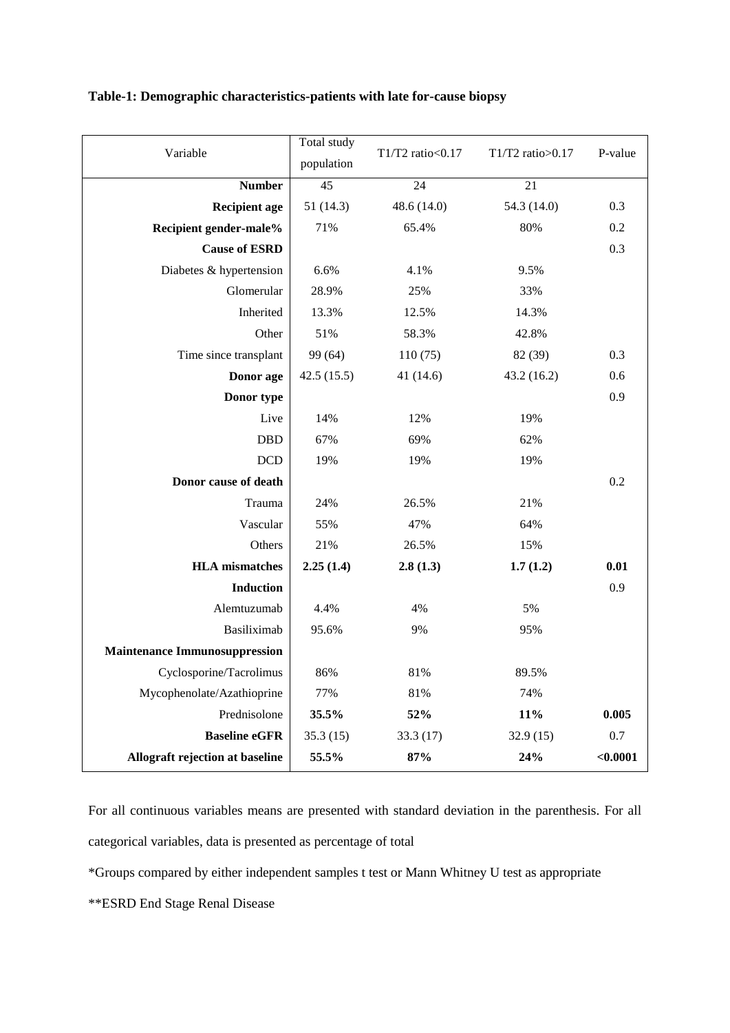**Table-1: Demographic characteristics-patients with late for-cause biopsy**

| Variable | Total study population | T1/T2 ratio<0.17 | T1/T2 ratio>0.17 | P-value |
|---|---|---|---|---|
| **Number** | 45 | 24 | 21 | |
| **Recipient age** | 51 (14.3) | 48.6 (14.0) | 54.3 (14.0) | 0.3 |
| **Recipient gender-male%** | 71% | 65.4% | 80% | 0.2 |
| **Cause of ESRD** | | | | 0.3 |
| Diabetes & hypertension | 6.6% | 4.1% | 9.5% | |
| Glomerular | 28.9% | 25% | 33% | |
| Inherited | 13.3% | 12.5% | 14.3% | |
| Other | 51% | 58.3% | 42.8% | |
| Time since transplant | 99 (64) | 110 (75) | 82 (39) | 0.3 |
| **Donor age** | 42.5 (15.5) | 41 (14.6) | 43.2 (16.2) | 0.6 |
| **Donor type** | | | | 0.9 |
| Live | 14% | 12% | 19% | |
| DBD | 67% | 69% | 62% | |
| DCD | 19% | 19% | 19% | |
| **Donor cause of death** | | | | 0.2 |
| Trauma | 24% | 26.5% | 21% | |
| Vascular | 55% | 47% | 64% | |
| Others | 21% | 26.5% | 15% | |
| **HLA mismatches** | **2.25 (1.4)** | **2.8 (1.3)** | **1.7 (1.2)** | **0.01** |
| **Induction** | | | | 0.9 |
| Alemtuzumab | 4.4% | 4% | 5% | |
| Basiliximab | 95.6% | 9% | 95% | |
| **Maintenance Immunosuppression** | | | | |
| Cyclosporine/Tacrolimus | 86% | 81% | 89.5% | |
| Mycophenolate/Azathioprine | 77% | 81% | 74% | |
| Prednisolone | **35.5%** | **52%** | **11%** | **0.005** |
| **Baseline eGFR** | 35.3 (15) | 33.3 (17) | 32.9 (15) | 0.7 |
| **Allograft rejection at baseline** | **55.5%** | **87%** | **24%** | **<0.0001** |

For all continuous variables means are presented with standard deviation in the parenthesis. For all categorical variables, data is presented as percentage of total

*Groups compared by either independent samples t test or Mann Whitney U test as appropriate

**ESRD End Stage Renal Disease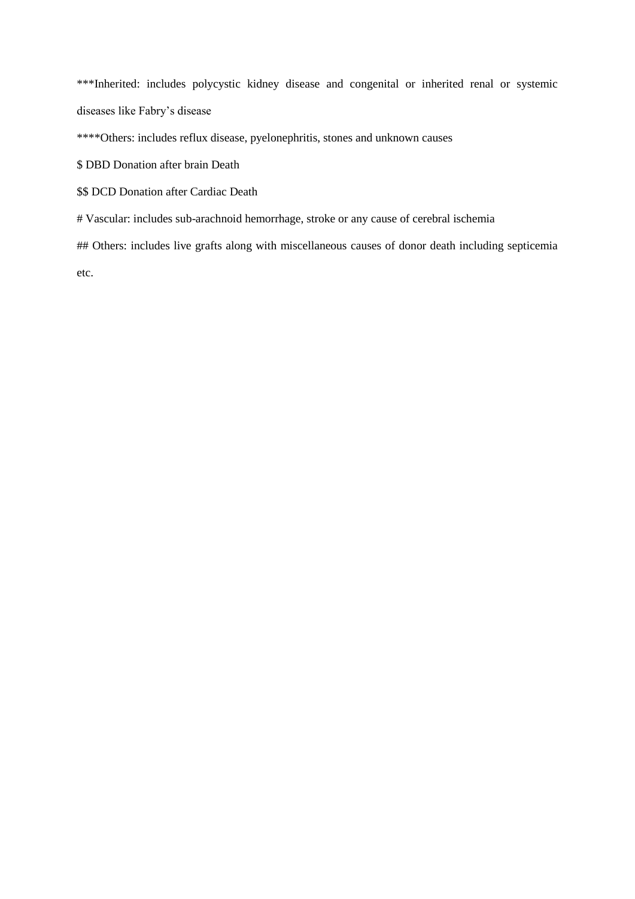***Inherited: includes polycystic kidney disease and congenital or inherited renal or systemic diseases like Fabry's disease

****Others: includes reflux disease, pyelonephritis, stones and unknown causes

$ DBD Donation after brain Death

$$ DCD Donation after Cardiac Death

# Vascular: includes sub-arachnoid hemorrhage, stroke or any cause of cerebral ischemia

## Others: includes live grafts along with miscellaneous causes of donor death including septicemia etc.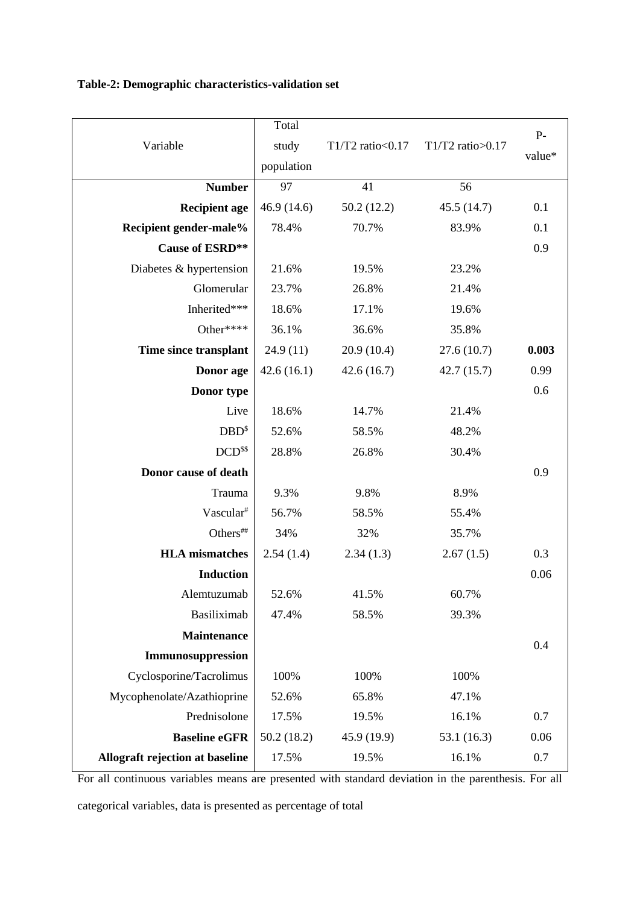**Table-2: Demographic characteristics-validation set**

| Variable | Total study population | T1/T2 ratio<0.17 | T1/T2 ratio>0.17 | P-value* |
|---|---|---|---|---|
| **Number** | 97 | 41 | 56 | |
| **Recipient age** | 46.9 (14.6) | 50.2 (12.2) | 45.5 (14.7) | 0.1 |
| **Recipient gender-male%** | 78.4% | 70.7% | 83.9% | 0.1 |
| **Cause of ESRD**** | | | | 0.9 |
| Diabetes & hypertension | 21.6% | 19.5% | 23.2% | |
| Glomerular | 23.7% | 26.8% | 21.4% | |
| Inherited*** | 18.6% | 17.1% | 19.6% | |
| Other**** | 36.1% | 36.6% | 35.8% | |
| **Time since transplant** | 24.9 (11) | 20.9 (10.4) | 27.6 (10.7) | **0.003** |
| **Donor age** | 42.6 (16.1) | 42.6 (16.7) | 42.7 (15.7) | 0.99 |
| **Donor type** | | | | 0.6 |
| Live | 18.6% | 14.7% | 21.4% | |
| DBD[$] | 52.6% | 58.5% | 48.2% | |
| DCD[$$] | 28.8% | 26.8% | 30.4% | |
| **Donor cause of death** | | | | 0.9 |
| Trauma | 9.3% | 9.8% | 8.9% | |
| Vascular[#] | 56.7% | 58.5% | 55.4% | |
| Others[##] | 34% | 32% | 35.7% | |
| **HLA mismatches** | 2.54 (1.4) | 2.34 (1.3) | 2.67 (1.5) | 0.3 |
| **Induction** | | | | 0.06 |
| Alemtuzumab | 52.6% | 41.5% | 60.7% | |
| Basiliximab | 47.4% | 58.5% | 39.3% | |
| **Maintenance Immunosuppression** | | | | 0.4 |
| Cyclosporine/Tacrolimus | 100% | 100% | 100% | |
| Mycophenolate/Azathioprine | 52.6% | 65.8% | 47.1% | |
| Prednisolone | 17.5% | 19.5% | 16.1% | 0.7 |
| **Baseline eGFR** | 50.2 (18.2) | 45.9 (19.9) | 53.1 (16.3) | 0.06 |
| **Allograft rejection at baseline** | 17.5% | 19.5% | 16.1% | 0.7 |

For all continuous variables means are presented with standard deviation in the parenthesis. For all categorical variables, data is presented as percentage of total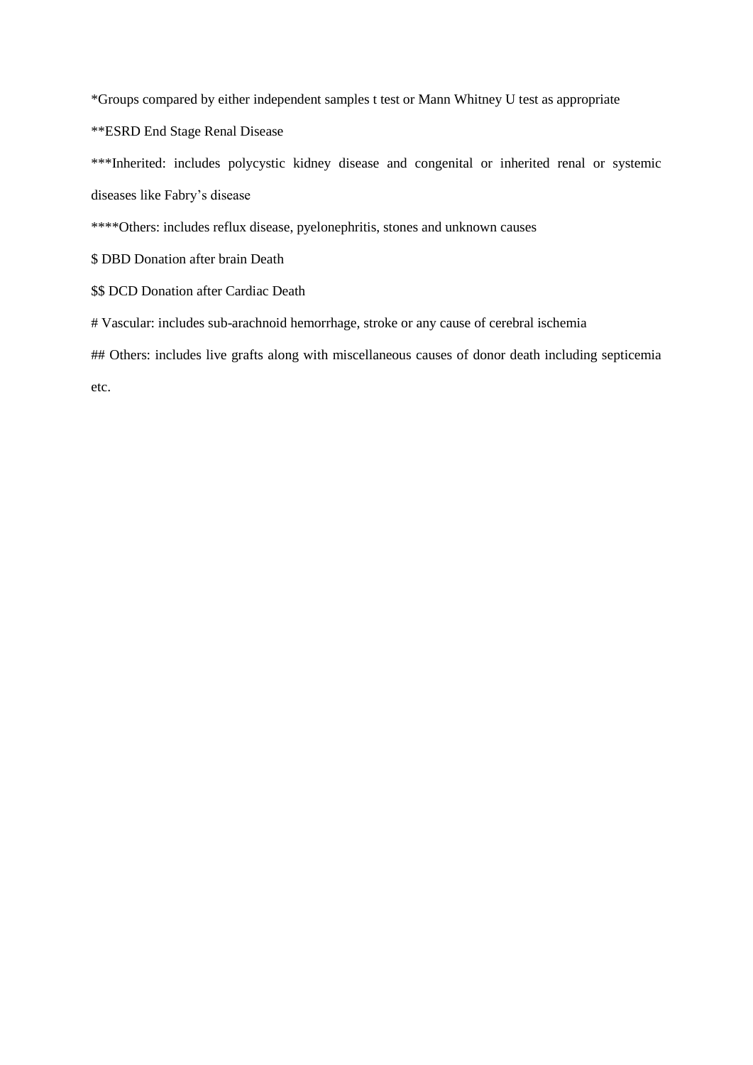*Groups compared by either independent samples t test or Mann Whitney U test as appropriate

**ESRD End Stage Renal Disease

***Inherited: includes polycystic kidney disease and congenital or inherited renal or systemic diseases like Fabry's disease

****Others: includes reflux disease, pyelonephritis, stones and unknown causes

$ DBD Donation after brain Death

$$ DCD Donation after Cardiac Death

# Vascular: includes sub-arachnoid hemorrhage, stroke or any cause of cerebral ischemia

## Others: includes live grafts along with miscellaneous causes of donor death including septicemia etc.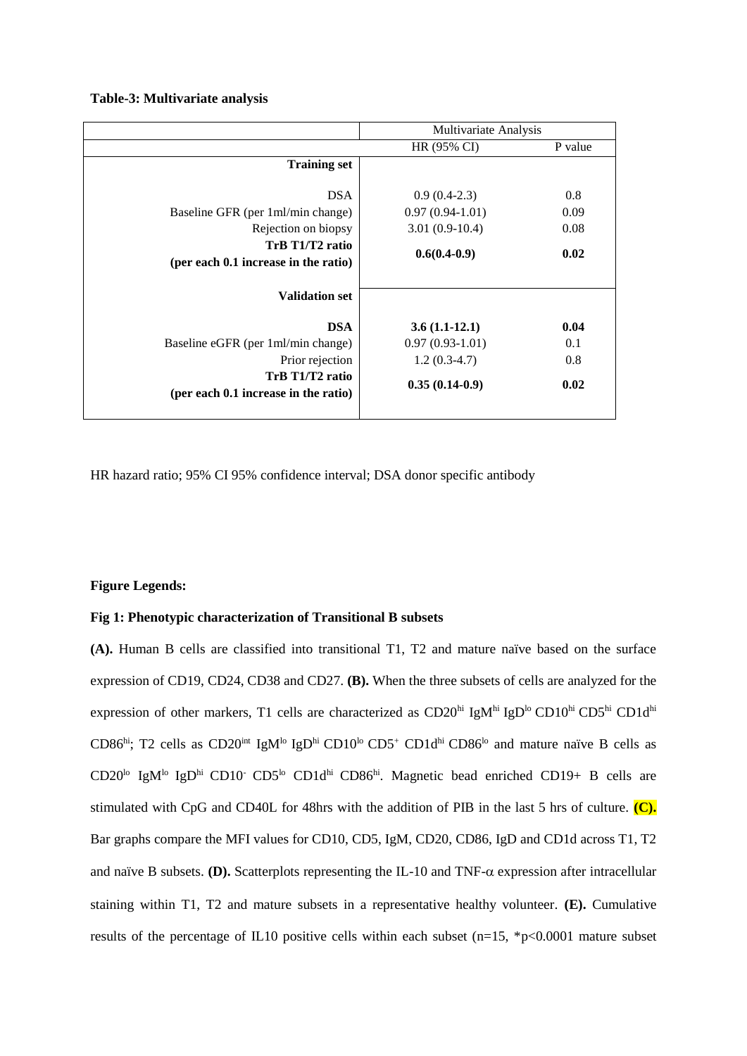**Table-3: Multivariate analysis**

| | Multivariate Analysis | |
|---|---|---|
| | HR (95% CI) | P value |
| **Training set** | | |
| DSA | 0.9 (0.4-2.3) | 0.8 |
| Baseline GFR (per 1ml/min change) | 0.97 (0.94-1.01) | 0.09 |
| Rejection on biopsy | 3.01 (0.9-10.4) | 0.08 |
| **TrB T1/T2 ratio (per each 0.1 increase in the ratio)** | **0.6(0.4-0.9)** | **0.02** |
| **Validation set** | | |
| **DSA** | **3.6 (1.1-12.1)** | **0.04** |
| Baseline eGFR (per 1ml/min change) | 0.97 (0.93-1.01) | 0.1 |
| Prior rejection | 1.2 (0.3-4.7) | 0.8 |
| **TrB T1/T2 ratio (per each 0.1 increase in the ratio)** | **0.35 (0.14-0.9)** | **0.02** |

HR hazard ratio; 95% CI 95% confidence interval; DSA donor specific antibody

**Figure Legends:**

**Fig 1: Phenotypic characterization of Transitional B subsets**

**(A).** Human B cells are classified into transitional T1, T2 and mature naïve based on the surface expression of CD19, CD24, CD38 and CD27. **(B).** When the three subsets of cells are analyzed for the expression of other markers, T1 cells are characterized as $CD20^{hi}$ $IgM^{hi}$ $IgD^{lo}$ $CD10^{hi}$ $CD5^{hi}$ $CD1d^{hi}$ $CD86^{hi}$; T2 cells as $CD20^{int}$ $IgM^{lo}$ $IgD^{hi}$ $CD10^{lo}$ $CD5^{+}$ $CD1d^{hi}$ $CD86^{lo}$ and mature naïve B cells as $CD20^{lo}$ $IgM^{lo}$ $IgD^{hi}$ $CD10^{-}$ $CD5^{lo}$ $CD1d^{hi}$ $CD86^{hi}$. Magnetic bead enriched CD19+ B cells are stimulated with CpG and CD40L for 48hrs with the addition of PIB in the last 5 hrs of culture. **(C).** Bar graphs compare the MFI values for CD10, CD5, IgM, CD20, CD86, IgD and CD1d across T1, T2 and naïve B subsets. **(D).** Scatterplots representing the IL-10 and TNF-$\alpha$ expression after intracellular staining within T1, T2 and mature subsets in a representative healthy volunteer. **(E).** Cumulative results of the percentage of IL10 positive cells within each subset (n=15, *$p<0.0001$ mature subset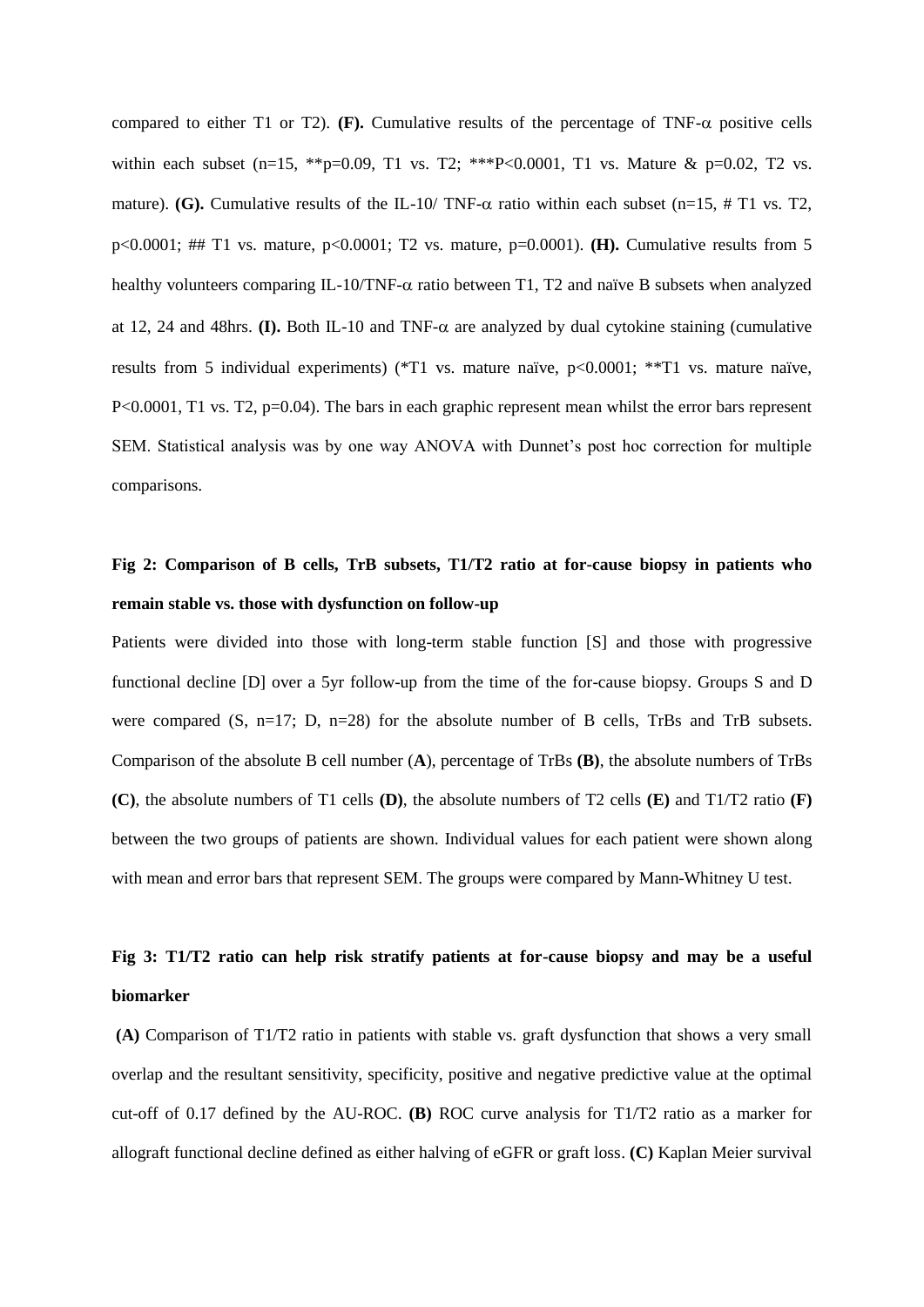compared to either T1 or T2). **(F).** Cumulative results of the percentage of TNF-$\alpha$ positive cells within each subset (n=15, **p=0.09, T1 vs. T2; ***P<0.0001, T1 vs. Mature & p=0.02, T2 vs. mature). **(G).** Cumulative results of the IL-10/ TNF-$\alpha$ ratio within each subset (n=15, # T1 vs. T2, p<0.0001; ## T1 vs. mature, p<0.0001; T2 vs. mature, p=0.0001). **(H).** Cumulative results from 5 healthy volunteers comparing IL-10/TNF-$\alpha$ ratio between T1, T2 and naïve B subsets when analyzed at 12, 24 and 48hrs. **(I).** Both IL-10 and TNF-$\alpha$ are analyzed by dual cytokine staining (cumulative results from 5 individual experiments) (*T1 vs. mature naïve, p<0.0001; **T1 vs. mature naïve, P<0.0001, T1 vs. T2, p=0.04). The bars in each graphic represent mean whilst the error bars represent SEM. Statistical analysis was by one way ANOVA with Dunnet's post hoc correction for multiple comparisons.

**Fig 2: Comparison of B cells, TrB subsets, T1/T2 ratio at for-cause biopsy in patients who remain stable vs. those with dysfunction on follow-up**

Patients were divided into those with long-term stable function [S] and those with progressive functional decline [D] over a 5yr follow-up from the time of the for-cause biopsy. Groups S and D were compared (S, n=17; D, n=28) for the absolute number of B cells, TrBs and TrB subsets. Comparison of the absolute B cell number (**A**), percentage of TrBs **(B)**, the absolute numbers of TrBs **(C)**, the absolute numbers of T1 cells **(D)**, the absolute numbers of T2 cells **(E)** and T1/T2 ratio **(F)** between the two groups of patients are shown. Individual values for each patient were shown along with mean and error bars that represent SEM. The groups were compared by Mann-Whitney U test.

**Fig 3: T1/T2 ratio can help risk stratify patients at for-cause biopsy and may be a useful biomarker**

**(A)** Comparison of T1/T2 ratio in patients with stable vs. graft dysfunction that shows a very small overlap and the resultant sensitivity, specificity, positive and negative predictive value at the optimal cut-off of 0.17 defined by the AU-ROC. **(B)** ROC curve analysis for T1/T2 ratio as a marker for allograft functional decline defined as either halving of eGFR or graft loss. **(C)** Kaplan Meier survival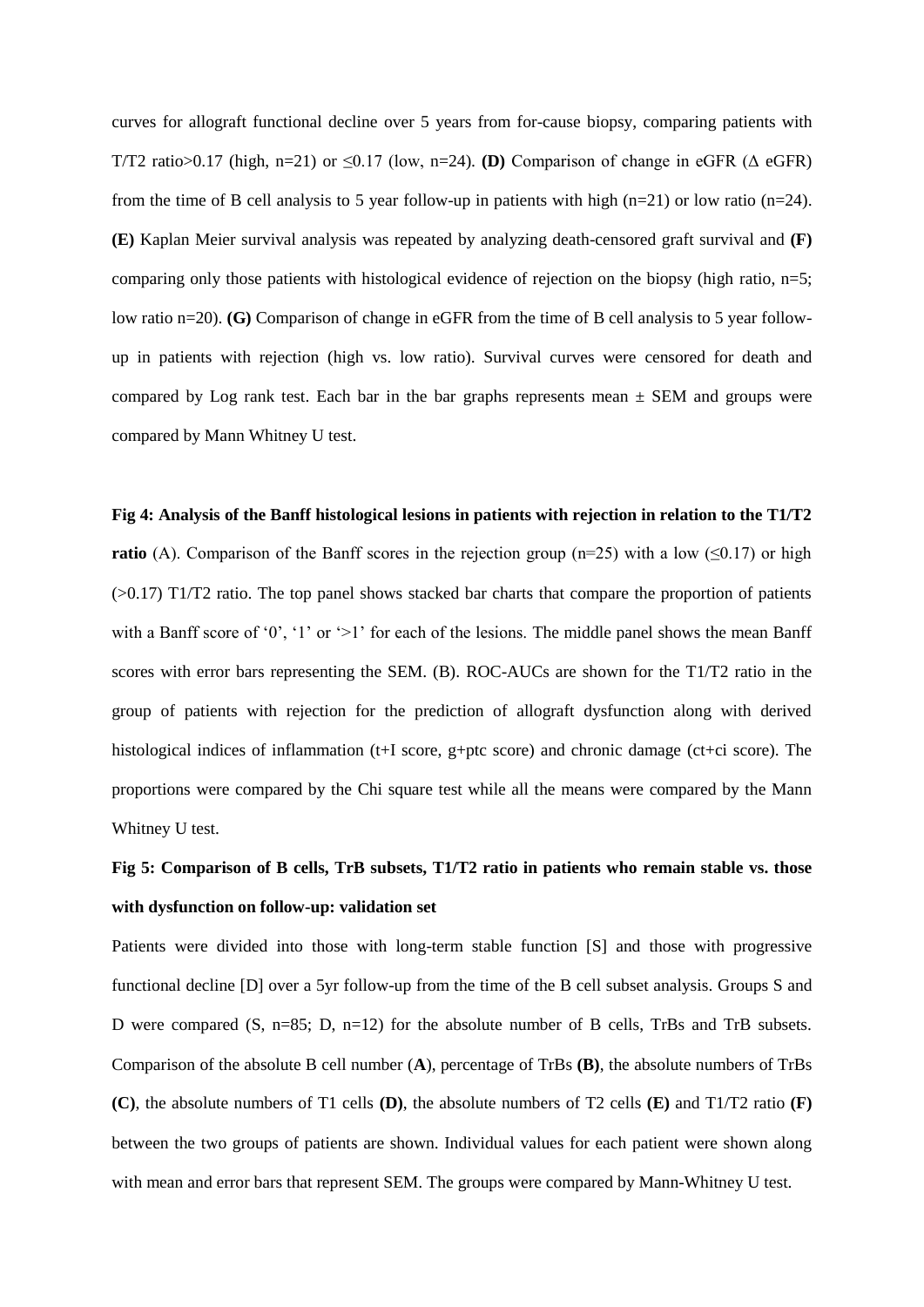curves for allograft functional decline over 5 years from for-cause biopsy, comparing patients with T/T2 ratio>0.17 (high, n=21) or ≤0.17 (low, n=24). **(D)** Comparison of change in eGFR (Δ eGFR) from the time of B cell analysis to 5 year follow-up in patients with high (n=21) or low ratio (n=24). **(E)** Kaplan Meier survival analysis was repeated by analyzing death-censored graft survival and **(F)** comparing only those patients with histological evidence of rejection on the biopsy (high ratio, n=5; low ratio n=20). **(G)** Comparison of change in eGFR from the time of B cell analysis to 5 year follow-up in patients with rejection (high vs. low ratio). Survival curves were censored for death and compared by Log rank test. Each bar in the bar graphs represents mean ± SEM and groups were compared by Mann Whitney U test.

**Fig 4: Analysis of the Banff histological lesions in patients with rejection in relation to the T1/T2 ratio** (A). Comparison of the Banff scores in the rejection group (n=25) with a low (≤0.17) or high (>0.17) T1/T2 ratio. The top panel shows stacked bar charts that compare the proportion of patients with a Banff score of '0', '1' or '>1' for each of the lesions. The middle panel shows the mean Banff scores with error bars representing the SEM. (B). ROC-AUCs are shown for the T1/T2 ratio in the group of patients with rejection for the prediction of allograft dysfunction along with derived histological indices of inflammation (t+I score, g+ptc score) and chronic damage (ct+ci score). The proportions were compared by the Chi square test while all the means were compared by the Mann Whitney U test.

**Fig 5: Comparison of B cells, TrB subsets, T1/T2 ratio in patients who remain stable vs. those with dysfunction on follow-up: validation set**

Patients were divided into those with long-term stable function [S] and those with progressive functional decline [D] over a 5yr follow-up from the time of the B cell subset analysis. Groups S and D were compared (S, n=85; D, n=12) for the absolute number of B cells, TrBs and TrB subsets. Comparison of the absolute B cell number (**A**), percentage of TrBs **(B)**, the absolute numbers of TrBs **(C)**, the absolute numbers of T1 cells **(D)**, the absolute numbers of T2 cells **(E)** and T1/T2 ratio **(F)** between the two groups of patients are shown. Individual values for each patient were shown along with mean and error bars that represent SEM. The groups were compared by Mann-Whitney U test.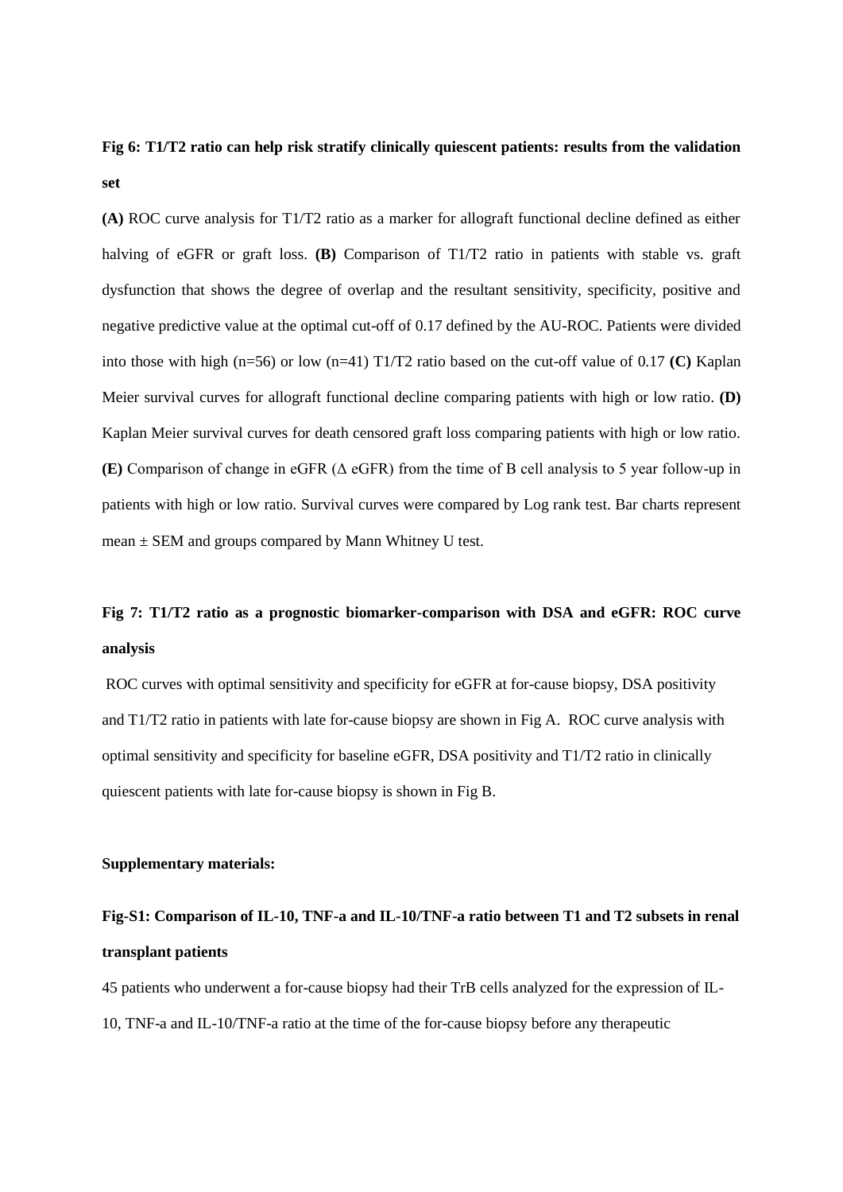**Fig 6: T1/T2 ratio can help risk stratify clinically quiescent patients: results from the validation set**

**(A)** ROC curve analysis for T1/T2 ratio as a marker for allograft functional decline defined as either halving of eGFR or graft loss. **(B)** Comparison of T1/T2 ratio in patients with stable vs. graft dysfunction that shows the degree of overlap and the resultant sensitivity, specificity, positive and negative predictive value at the optimal cut-off of 0.17 defined by the AU-ROC. Patients were divided into those with high (n=56) or low (n=41) T1/T2 ratio based on the cut-off value of 0.17 **(C)** Kaplan Meier survival curves for allograft functional decline comparing patients with high or low ratio. **(D)** Kaplan Meier survival curves for death censored graft loss comparing patients with high or low ratio. **(E)** Comparison of change in eGFR (Δ eGFR) from the time of B cell analysis to 5 year follow-up in patients with high or low ratio. Survival curves were compared by Log rank test. Bar charts represent mean ± SEM and groups compared by Mann Whitney U test.

**Fig 7: T1/T2 ratio as a prognostic biomarker-comparison with DSA and eGFR: ROC curve analysis**

ROC curves with optimal sensitivity and specificity for eGFR at for-cause biopsy, DSA positivity and T1/T2 ratio in patients with late for-cause biopsy are shown in Fig A. ROC curve analysis with optimal sensitivity and specificity for baseline eGFR, DSA positivity and T1/T2 ratio in clinically quiescent patients with late for-cause biopsy is shown in Fig B.

**Supplementary materials:**

**Fig-S1: Comparison of IL-10, TNF-a and IL-10/TNF-a ratio between T1 and T2 subsets in renal transplant patients**

45 patients who underwent a for-cause biopsy had their TrB cells analyzed for the expression of IL-10, TNF-a and IL-10/TNF-a ratio at the time of the for-cause biopsy before any therapeutic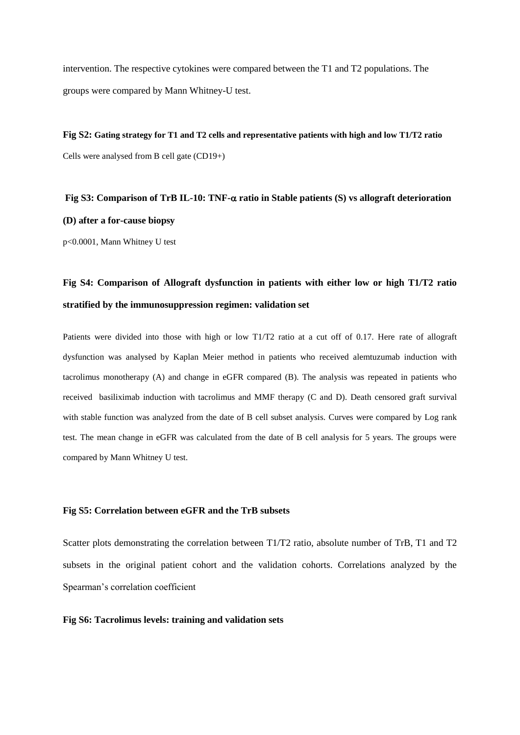intervention. The respective cytokines were compared between the T1 and T2 populations. The groups were compared by Mann Whitney-U test.

**Fig S2: Gating strategy for T1 and T2 cells and representative patients with high and low T1/T2 ratio**

Cells were analysed from B cell gate (CD19+)

**Fig S3: Comparison of TrB IL-10: TNF-α ratio in Stable patients (S) vs allograft deterioration (D) after a for-cause biopsy**

$p<0.0001$, Mann Whitney U test

**Fig S4: Comparison of Allograft dysfunction in patients with either low or high T1/T2 ratio stratified by the immunosuppression regimen: validation set**

Patients were divided into those with high or low T1/T2 ratio at a cut off of 0.17. Here rate of allograft dysfunction was analysed by Kaplan Meier method in patients who received alemtuzumab induction with tacrolimus monotherapy (A) and change in eGFR compared (B). The analysis was repeated in patients who received basiliximab induction with tacrolimus and MMF therapy (C and D). Death censored graft survival with stable function was analyzed from the date of B cell subset analysis. Curves were compared by Log rank test. The mean change in eGFR was calculated from the date of B cell analysis for 5 years. The groups were compared by Mann Whitney U test.

**Fig S5: Correlation between eGFR and the TrB subsets**

Scatter plots demonstrating the correlation between T1/T2 ratio, absolute number of TrB, T1 and T2 subsets in the original patient cohort and the validation cohorts. Correlations analyzed by the Spearman's correlation coefficient

**Fig S6: Tacrolimus levels: training and validation sets**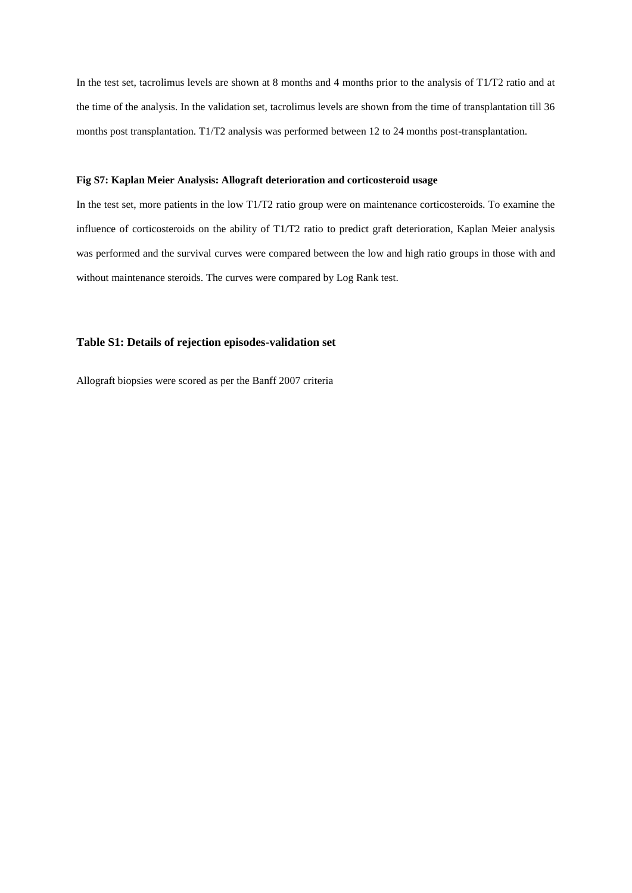In the test set, tacrolimus levels are shown at 8 months and 4 months prior to the analysis of T1/T2 ratio and at the time of the analysis. In the validation set, tacrolimus levels are shown from the time of transplantation till 36 months post transplantation. T1/T2 analysis was performed between 12 to 24 months post-transplantation.

**Fig S7: Kaplan Meier Analysis: Allograft deterioration and corticosteroid usage**

In the test set, more patients in the low T1/T2 ratio group were on maintenance corticosteroids. To examine the influence of corticosteroids on the ability of T1/T2 ratio to predict graft deterioration, Kaplan Meier analysis was performed and the survival curves were compared between the low and high ratio groups in those with and without maintenance steroids. The curves were compared by Log Rank test.

### Table S1: Details of rejection episodes-validation set

Allograft biopsies were scored as per the Banff 2007 criteria